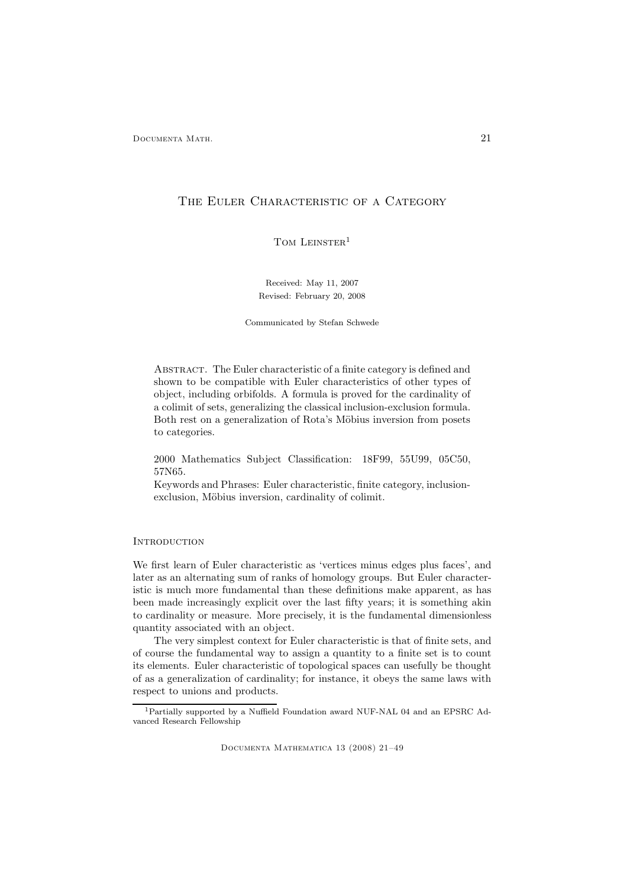# The Euler Characteristic of a Category

Tom Leinster[1]

Received: May 11, 2007
Revised: February 20, 2008

Communicated by Stefan Schwede

Abstract. The Euler characteristic of a finite category is defined and shown to be compatible with Euler characteristics of other types of object, including orbifolds. A formula is proved for the cardinality of a colimit of sets, generalizing the classical inclusion-exclusion formula. Both rest on a generalization of Rota's Möbius inversion from posets to categories.

2000 Mathematics Subject Classification: 18F99, 55U99, 05C50, 57N65.

Keywords and Phrases: Euler characteristic, finite category, inclusion-exclusion, Möbius inversion, cardinality of colimit.

## Introduction

We first learn of Euler characteristic as 'vertices minus edges plus faces', and later as an alternating sum of ranks of homology groups. But Euler characteristic is much more fundamental than these definitions make apparent, as has been made increasingly explicit over the last fifty years; it is something akin to cardinality or measure. More precisely, it is the fundamental dimensionless quantity associated with an object.

The very simplest context for Euler characteristic is that of finite sets, and of course the fundamental way to assign a quantity to a finite set is to count its elements. Euler characteristic of topological spaces can usefully be thought of as a generalization of cardinality; for instance, it obeys the same laws with respect to unions and products.

[1] Partially supported by a Nuffield Foundation award NUF-NAL 04 and an EPSRC Advanced Research Fellowship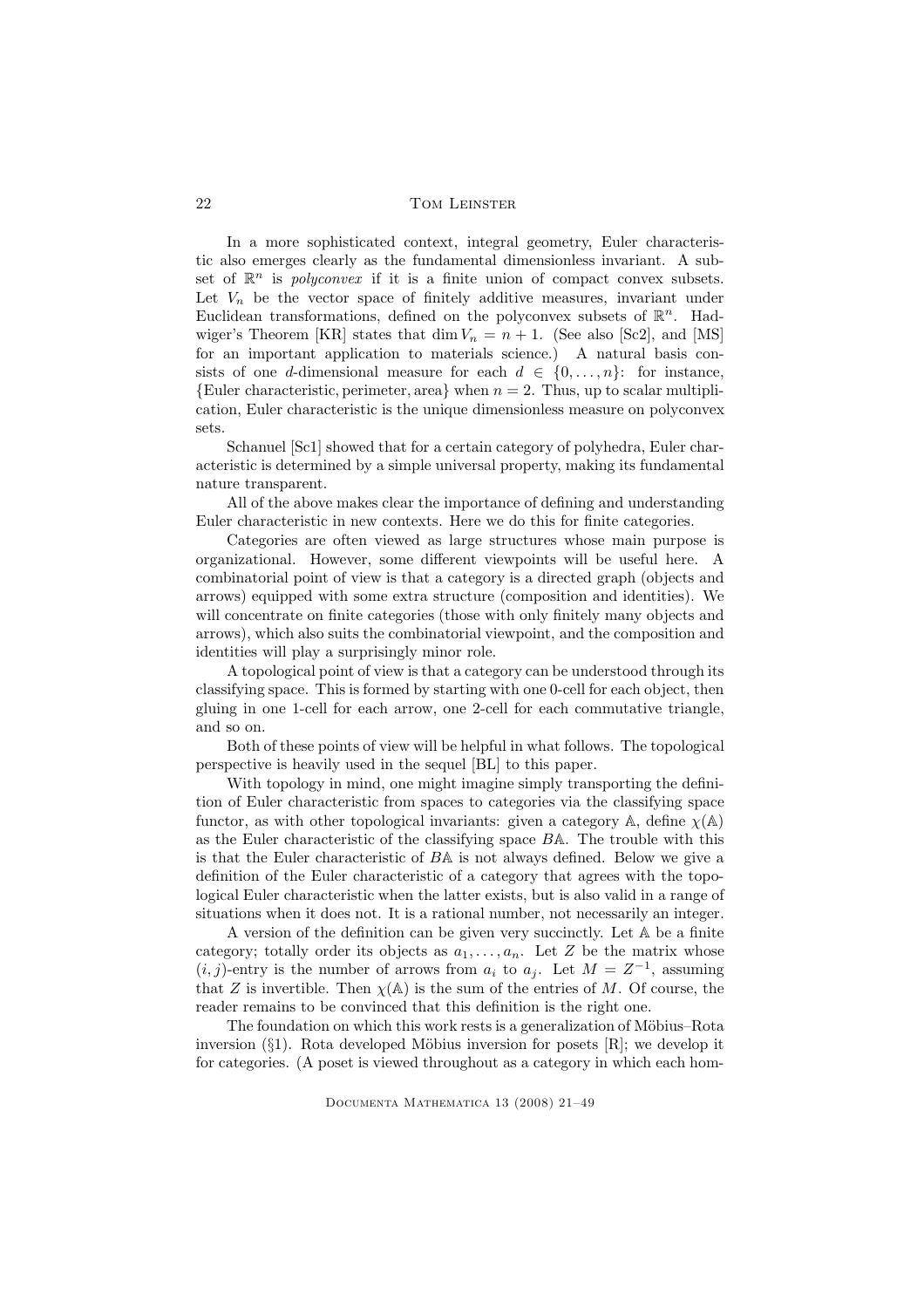In a more sophisticated context, integral geometry, Euler characteristic also emerges clearly as the fundamental dimensionless invariant. A subset of $\mathbb{R}^n$ is *polyconvex* if it is a finite union of compact convex subsets. Let $V_n$ be the vector space of finitely additive measures, invariant under Euclidean transformations, defined on the polyconvex subsets of $\mathbb{R}^n$. Hadwiger's Theorem [KR] states that $\dim V_n = n + 1$. (See also [Sc2], and [MS] for an important application to materials science.) A natural basis consists of one $d$-dimensional measure for each $d \in \{0, \ldots, n\}$: for instance, $\{\text{Euler characteristic}, \text{perimeter}, \text{area}\}$ when $n = 2$. Thus, up to scalar multiplication, Euler characteristic is the unique dimensionless measure on polyconvex sets.

Schanuel [Sc1] showed that for a certain category of polyhedra, Euler characteristic is determined by a simple universal property, making its fundamental nature transparent.

All of the above makes clear the importance of defining and understanding Euler characteristic in new contexts. Here we do this for finite categories.

Categories are often viewed as large structures whose main purpose is organizational. However, some different viewpoints will be useful here. A combinatorial point of view is that a category is a directed graph (objects and arrows) equipped with some extra structure (composition and identities). We will concentrate on finite categories (those with only finitely many objects and arrows), which also suits the combinatorial viewpoint, and the composition and identities will play a surprisingly minor role.

A topological point of view is that a category can be understood through its classifying space. This is formed by starting with one 0-cell for each object, then gluing in one 1-cell for each arrow, one 2-cell for each commutative triangle, and so on.

Both of these points of view will be helpful in what follows. The topological perspective is heavily used in the sequel [BL] to this paper.

With topology in mind, one might imagine simply transporting the definition of Euler characteristic from spaces to categories via the classifying space functor, as with other topological invariants: given a category $\mathbb{A}$, define $\chi(\mathbb{A})$ as the Euler characteristic of the classifying space $B\mathbb{A}$. The trouble with this is that the Euler characteristic of $B\mathbb{A}$ is not always defined. Below we give a definition of the Euler characteristic of a category that agrees with the topological Euler characteristic when the latter exists, but is also valid in a range of situations when it does not. It is a rational number, not necessarily an integer.

A version of the definition can be given very succinctly. Let $\mathbb{A}$ be a finite category; totally order its objects as $a_1, \ldots, a_n$. Let $Z$ be the matrix whose $(i, j)$-entry is the number of arrows from $a_i$ to $a_j$. Let $M = Z^{-1}$, assuming that $Z$ is invertible. Then $\chi(\mathbb{A})$ is the sum of the entries of $M$. Of course, the reader remains to be convinced that this definition is the right one.

The foundation on which this work rests is a generalization of Möbius–Rota inversion (§1). Rota developed Möbius inversion for posets [R]; we develop it for categories. (A poset is viewed throughout as a category in which each hom-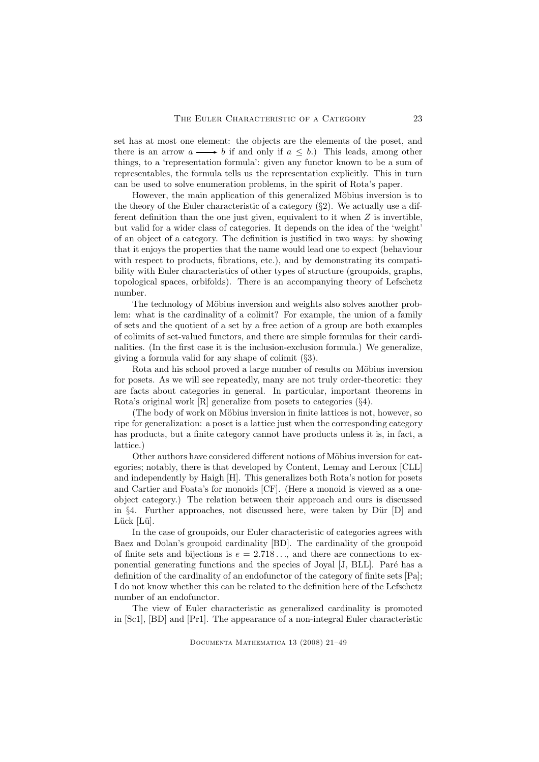set has at most one element: the objects are the elements of the poset, and there is an arrow $a \longrightarrow b$ if and only if $a \leq b$.) This leads, among other things, to a 'representation formula': given any functor known to be a sum of representables, the formula tells us the representation explicitly. This in turn can be used to solve enumeration problems, in the spirit of Rota's paper.

However, the main application of this generalized Möbius inversion is to the theory of the Euler characteristic of a category (§2). We actually use a different definition than the one just given, equivalent to it when $Z$ is invertible, but valid for a wider class of categories. It depends on the idea of the 'weight' of an object of a category. The definition is justified in two ways: by showing that it enjoys the properties that the name would lead one to expect (behaviour with respect to products, fibrations, etc.), and by demonstrating its compatibility with Euler characteristics of other types of structure (groupoids, graphs, topological spaces, orbifolds). There is an accompanying theory of Lefschetz number.

The technology of Möbius inversion and weights also solves another problem: what is the cardinality of a colimit? For example, the union of a family of sets and the quotient of a set by a free action of a group are both examples of colimits of set-valued functors, and there are simple formulas for their cardinalities. (In the first case it is the inclusion-exclusion formula.) We generalize, giving a formula valid for any shape of colimit (§3).

Rota and his school proved a large number of results on Möbius inversion for posets. As we will see repeatedly, many are not truly order-theoretic: they are facts about categories in general. In particular, important theorems in Rota's original work [R] generalize from posets to categories (§4).

(The body of work on Möbius inversion in finite lattices is not, however, so ripe for generalization: a poset is a lattice just when the corresponding category has products, but a finite category cannot have products unless it is, in fact, a lattice.)

Other authors have considered different notions of Möbius inversion for categories; notably, there is that developed by Content, Lemay and Leroux [CLL] and independently by Haigh [H]. This generalizes both Rota's notion for posets and Cartier and Foata's for monoids [CF]. (Here a monoid is viewed as a one-object category.) The relation between their approach and ours is discussed in §4. Further approaches, not discussed here, were taken by Dür [D] and Lück [Lü].

In the case of groupoids, our Euler characteristic of categories agrees with Baez and Dolan's groupoid cardinality [BD]. The cardinality of the groupoid of finite sets and bijections is $e = 2.718\ldots$, and there are connections to exponential generating functions and the species of Joyal [J, BLL]. Paré has a definition of the cardinality of an endofunctor of the category of finite sets [Pa]; I do not know whether this can be related to the definition here of the Lefschetz number of an endofunctor.

The view of Euler characteristic as generalized cardinality is promoted in [Sc1], [BD] and [Pr1]. The appearance of a non-integral Euler characteristic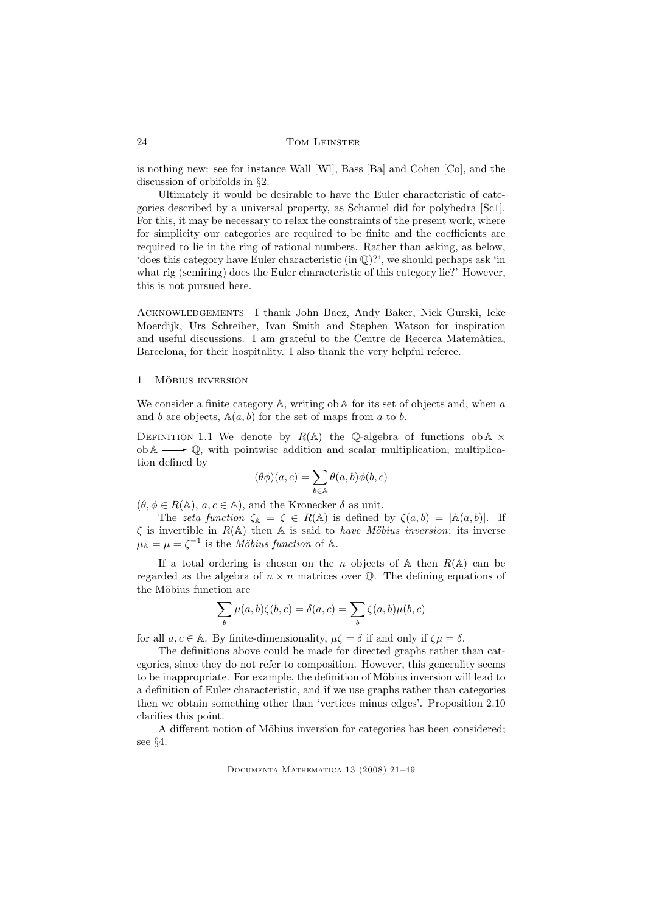is nothing new: see for instance Wall [Wl], Bass [Ba] and Cohen [Co], and the discussion of orbifolds in §2.

Ultimately it would be desirable to have the Euler characteristic of categories described by a universal property, as Schanuel did for polyhedra [Sc1]. For this, it may be necessary to relax the constraints of the present work, where for simplicity our categories are required to be finite and the coefficients are required to lie in the ring of rational numbers. Rather than asking, as below, 'does this category have Euler characteristic (in $\mathbb{Q}$)?', we should perhaps ask 'in what rig (semiring) does the Euler characteristic of this category lie?' However, this is not pursued here.

Acknowledgements I thank John Baez, Andy Baker, Nick Gurski, Ieke Moerdijk, Urs Schreiber, Ivan Smith and Stephen Watson for inspiration and useful discussions. I am grateful to the Centre de Recerca Matemàtica, Barcelona, for their hospitality. I also thank the very helpful referee.

## 1 Möbius inversion

We consider a finite category $\mathbb{A}$, writing $\mathrm{ob}\,\mathbb{A}$ for its set of objects and, when $a$ and $b$ are objects, $\mathbb{A}(a, b)$ for the set of maps from $a$ to $b$.

Definition 1.1 We denote by $R(\mathbb{A})$ the $\mathbb{Q}$-algebra of functions $\mathrm{ob}\,\mathbb{A} \times \mathrm{ob}\,\mathbb{A} \longrightarrow \mathbb{Q}$, with pointwise addition and scalar multiplication, multiplication defined by

$$(\theta\phi)(a, c) = \sum_{b \in \mathbb{A}} \theta(a, b)\phi(b, c)$$

($\theta, \phi \in R(\mathbb{A})$, $a, c \in \mathbb{A}$), and the Kronecker $\delta$ as unit.

The *zeta function* $\zeta_{\mathbb{A}} = \zeta \in R(\mathbb{A})$ is defined by $\zeta(a, b) = |\mathbb{A}(a, b)|$. If $\zeta$ is invertible in $R(\mathbb{A})$ then $\mathbb{A}$ is said to *have Möbius inversion*; its inverse $\mu_{\mathbb{A}} = \mu = \zeta^{-1}$ is the *Möbius function* of $\mathbb{A}$.

If a total ordering is chosen on the $n$ objects of $\mathbb{A}$ then $R(\mathbb{A})$ can be regarded as the algebra of $n \times n$ matrices over $\mathbb{Q}$. The defining equations of the Möbius function are

$$\sum_{b} \mu(a, b)\zeta(b, c) = \delta(a, c) = \sum_{b} \zeta(a, b)\mu(b, c)$$

for all $a, c \in \mathbb{A}$. By finite-dimensionality, $\mu\zeta = \delta$ if and only if $\zeta\mu = \delta$.

The definitions above could be made for directed graphs rather than categories, since they do not refer to composition. However, this generality seems to be inappropriate. For example, the definition of Möbius inversion will lead to a definition of Euler characteristic, and if we use graphs rather than categories then we obtain something other than 'vertices minus edges'. Proposition 2.10 clarifies this point.

A different notion of Möbius inversion for categories has been considered; see §4.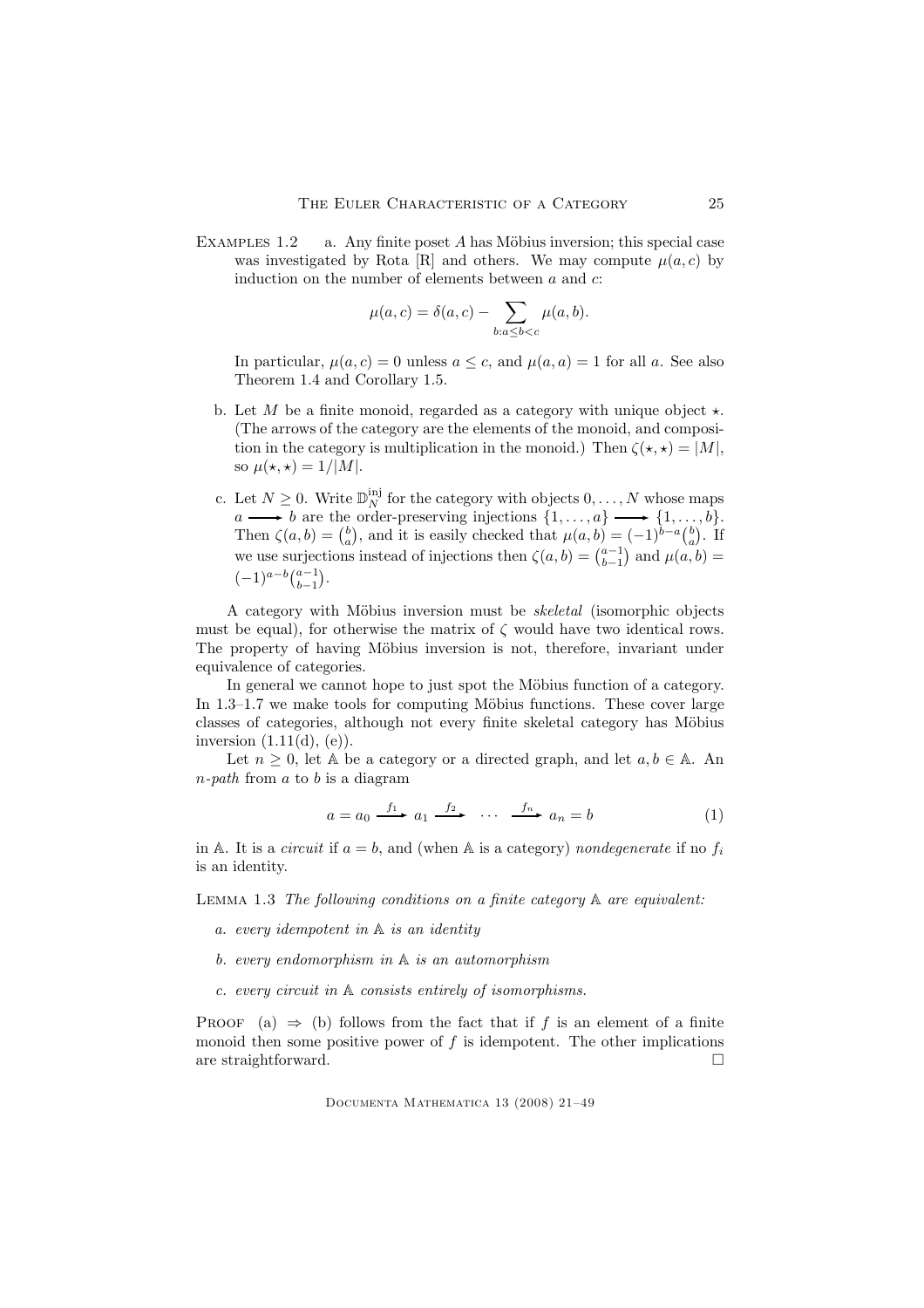EXAMPLES 1.2 a. Any finite poset $A$ has Möbius inversion; this special case was investigated by Rota [R] and others. We may compute $\mu(a,c)$ by induction on the number of elements between $a$ and $c$:

$$\mu(a,c) = \delta(a,c) - \sum_{b:a\leq b<c} \mu(a,b).$$

In particular, $\mu(a,c) = 0$ unless $a \leq c$, and $\mu(a,a) = 1$ for all $a$. See also Theorem 1.4 and Corollary 1.5.

b. Let $M$ be a finite monoid, regarded as a category with unique object $\star$. (The arrows of the category are the elements of the monoid, and composition in the category is multiplication in the monoid.) Then $\zeta(\star,\star) = |M|$, so $\mu(\star,\star) = 1/|M|$.

c. Let $N \geq 0$. Write $\mathbb{D}_N^{\text{inj}}$ for the category with objects $0,\ldots,N$ whose maps $a \longrightarrow b$ are the order-preserving injections $\{1,\ldots,a\} \longrightarrow \{1,\ldots,b\}$. Then $\zeta(a,b) = \binom{b}{a}$, and it is easily checked that $\mu(a,b) = (-1)^{b-a}\binom{b}{a}$. If we use surjections instead of injections then $\zeta(a,b) = \binom{a-1}{b-1}$ and $\mu(a,b) = (-1)^{a-b}\binom{a-1}{b-1}$.

A category with Möbius inversion must be *skeletal* (isomorphic objects must be equal), for otherwise the matrix of $\zeta$ would have two identical rows. The property of having Möbius inversion is not, therefore, invariant under equivalence of categories.

In general we cannot hope to just spot the Möbius function of a category. In 1.3–1.7 we make tools for computing Möbius functions. These cover large classes of categories, although not every finite skeletal category has Möbius inversion (1.11(d), (e)).

Let $n \geq 0$, let $\mathbb{A}$ be a category or a directed graph, and let $a, b \in \mathbb{A}$. An *$n$-path* from $a$ to $b$ is a diagram

$$a = a_0 \xrightarrow{f_1} a_1 \xrightarrow{f_2} \cdots \xrightarrow{f_n} a_n = b \tag{1}$$

in $\mathbb{A}$. It is a *circuit* if $a = b$, and (when $\mathbb{A}$ is a category) *nondegenerate* if no $f_i$ is an identity.

LEMMA 1.3 *The following conditions on a finite category $\mathbb{A}$ are equivalent:*

*a. every idempotent in $\mathbb{A}$ is an identity*

*b. every endomorphism in $\mathbb{A}$ is an automorphism*

*c. every circuit in $\mathbb{A}$ consists entirely of isomorphisms.*

PROOF (a) $\Rightarrow$ (b) follows from the fact that if $f$ is an element of a finite monoid then some positive power of $f$ is idempotent. The other implications are straightforward. $\square$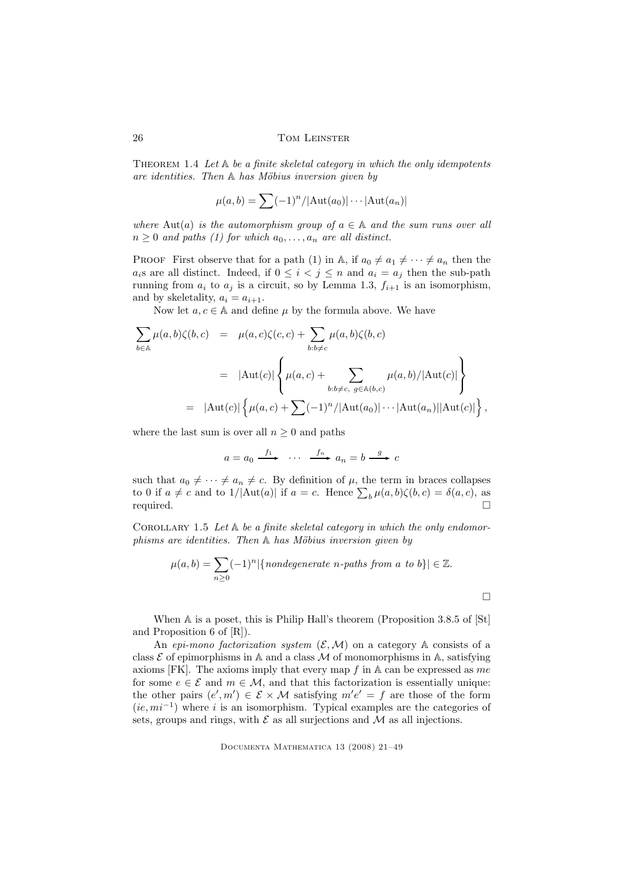Theorem 1.4 *Let $\mathbb{A}$ be a finite skeletal category in which the only idempotents are identities. Then $\mathbb{A}$ has Möbius inversion given by*

$$\mu(a,b) = \sum (-1)^n / |\mathrm{Aut}(a_0)| \cdots |\mathrm{Aut}(a_n)|$$

*where $\mathrm{Aut}(a)$ is the automorphism group of $a \in \mathbb{A}$ and the sum runs over all $n \geq 0$ and paths (1) for which $a_0, \ldots, a_n$ are all distinct.*

Proof First observe that for a path (1) in $\mathbb{A}$, if $a_0 \neq a_1 \neq \cdots \neq a_n$ then the $a_i$s are all distinct. Indeed, if $0 \leq i < j \leq n$ and $a_i = a_j$ then the sub-path running from $a_i$ to $a_j$ is a circuit, so by Lemma 1.3, $f_{i+1}$ is an isomorphism, and by skeletality, $a_i = a_{i+1}$.

Now let $a, c \in \mathbb{A}$ and define $\mu$ by the formula above. We have

$$\begin{aligned}
\sum_{b \in \mathbb{A}} \mu(a,b)\zeta(b,c) &= \mu(a,c)\zeta(c,c) + \sum_{b : b \neq c} \mu(a,b)\zeta(b,c) \\
&= |\mathrm{Aut}(c)| \left\{ \mu(a,c) + \sum_{b: b \neq c,\ g \in \mathbb{A}(b,c)} \mu(a,b)/|\mathrm{Aut}(c)| \right\} \\
&= |\mathrm{Aut}(c)| \left\{ \mu(a,c) + \sum (-1)^n / |\mathrm{Aut}(a_0)| \cdots |\mathrm{Aut}(a_n)||\mathrm{Aut}(c)| \right\},
\end{aligned}$$

where the last sum is over all $n \geq 0$ and paths

$$a = a_0 \xrightarrow{f_1} \cdots \xrightarrow{f_n} a_n = b \xrightarrow{g} c$$

such that $a_0 \neq \cdots \neq a_n \neq c$. By definition of $\mu$, the term in braces collapses to 0 if $a \neq c$ and to $1/|\mathrm{Aut}(a)|$ if $a = c$. Hence $\sum_b \mu(a,b)\zeta(b,c) = \delta(a,c)$, as required. $\square$

Corollary 1.5 *Let $\mathbb{A}$ be a finite skeletal category in which the only endomorphisms are identities. Then $\mathbb{A}$ has Möbius inversion given by*

$$\mu(a,b) = \sum_{n \geq 0} (-1)^n |\{\textit{nondegenerate } n\textit{-paths from } a \textit{ to } b\}| \in \mathbb{Z}.$$

$\square$

When $\mathbb{A}$ is a poset, this is Philip Hall's theorem (Proposition 3.8.5 of [St] and Proposition 6 of [R]).

An *epi-mono factorization system* $(\mathcal{E}, \mathcal{M})$ on a category $\mathbb{A}$ consists of a class $\mathcal{E}$ of epimorphisms in $\mathbb{A}$ and a class $\mathcal{M}$ of monomorphisms in $\mathbb{A}$, satisfying axioms [FK]. The axioms imply that every map $f$ in $\mathbb{A}$ can be expressed as $me$ for some $e \in \mathcal{E}$ and $m \in \mathcal{M}$, and that this factorization is essentially unique: the other pairs $(e', m') \in \mathcal{E} \times \mathcal{M}$ satisfying $m'e' = f$ are those of the form $(ie, mi^{-1})$ where $i$ is an isomorphism. Typical examples are the categories of sets, groups and rings, with $\mathcal{E}$ as all surjections and $\mathcal{M}$ as all injections.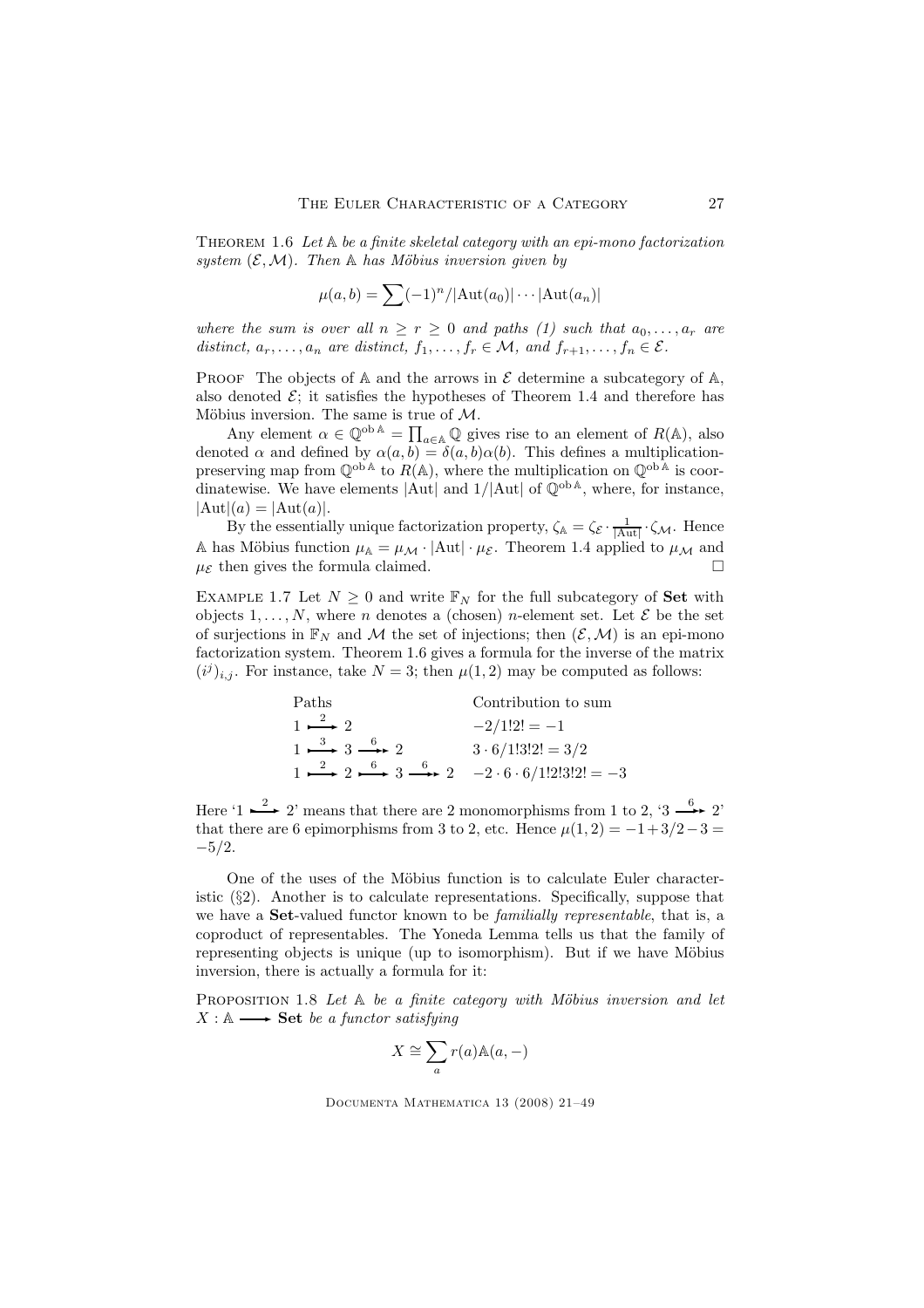THEOREM 1.6 *Let $\mathbb{A}$ be a finite skeletal category with an epi-mono factorization system $(\mathcal{E}, \mathcal{M})$. Then $\mathbb{A}$ has Möbius inversion given by*

$$\mu(a,b) = \sum (-1)^n / |\mathrm{Aut}(a_0)| \cdots |\mathrm{Aut}(a_n)|$$

*where the sum is over all $n \geq r \geq 0$ and paths (1) such that $a_0, \ldots, a_r$ are distinct, $a_r, \ldots, a_n$ are distinct, $f_1, \ldots, f_r \in \mathcal{M}$, and $f_{r+1}, \ldots, f_n \in \mathcal{E}$.*

PROOF The objects of $\mathbb{A}$ and the arrows in $\mathcal{E}$ determine a subcategory of $\mathbb{A}$, also denoted $\mathcal{E}$; it satisfies the hypotheses of Theorem 1.4 and therefore has Möbius inversion. The same is true of $\mathcal{M}$.

Any element $\alpha \in \mathbb{Q}^{\mathrm{ob}\,\mathbb{A}} = \prod_{a \in \mathbb{A}} \mathbb{Q}$ gives rise to an element of $R(\mathbb{A})$, also denoted $\alpha$ and defined by $\alpha(a,b) = \delta(a,b)\alpha(b)$. This defines a multiplication-preserving map from $\mathbb{Q}^{\mathrm{ob}\,\mathbb{A}}$ to $R(\mathbb{A})$, where the multiplication on $\mathbb{Q}^{\mathrm{ob}\,\mathbb{A}}$ is coordinatewise. We have elements $|\mathrm{Aut}|$ and $1/|\mathrm{Aut}|$ of $\mathbb{Q}^{\mathrm{ob}\,\mathbb{A}}$, where, for instance, $|\mathrm{Aut}|(a) = |\mathrm{Aut}(a)|$.

By the essentially unique factorization property, $\zeta_{\mathbb{A}} = \zeta_{\mathcal{E}} \cdot \frac{1}{|\mathrm{Aut}|} \cdot \zeta_{\mathcal{M}}$. Hence $\mathbb{A}$ has Möbius function $\mu_{\mathbb{A}} = \mu_{\mathcal{M}} \cdot |\mathrm{Aut}| \cdot \mu_{\mathcal{E}}$. Theorem 1.4 applied to $\mu_{\mathcal{M}}$ and $\mu_{\mathcal{E}}$ then gives the formula claimed. □

EXAMPLE 1.7 Let $N \geq 0$ and write $\mathbb{F}_N$ for the full subcategory of **Set** with objects $1, \ldots, N$, where $n$ denotes a (chosen) $n$-element set. Let $\mathcal{E}$ be the set of surjections in $\mathbb{F}_N$ and $\mathcal{M}$ the set of injections; then $(\mathcal{E}, \mathcal{M})$ is an epi-mono factorization system. Theorem 1.6 gives a formula for the inverse of the matrix $(i^j)_{i,j}$. For instance, take $N = 3$; then $\mu(1,2)$ may be computed as follows:

| Paths | Contribution to sum |
|---|---|
| $1 \xrightarrow{2} 2$ | $-2/1!2! = -1$ |
| $1 \xrightarrow{3} 3 \xrightarrow{6} 2$ | $3 \cdot 6/1!3!2! = 3/2$ |
| $1 \xrightarrow{2} 2 \xrightarrow{6} 3 \xrightarrow{6} 2$ | $-2 \cdot 6 \cdot 6/1!2!3!2! = -3$ |

Here '$1 \xrightarrow{2} 2$' means that there are 2 monomorphisms from 1 to 2, '$3 \xrightarrow{6} 2$' that there are 6 epimorphisms from 3 to 2, etc. Hence $\mu(1,2) = -1 + 3/2 - 3 = -5/2$.

One of the uses of the Möbius function is to calculate Euler characteristic (§2). Another is to calculate representations. Specifically, suppose that we have a **Set**-valued functor known to be *familially representable*, that is, a coproduct of representables. The Yoneda Lemma tells us that the family of representing objects is unique (up to isomorphism). But if we have Möbius inversion, there is actually a formula for it:

PROPOSITION 1.8 *Let $\mathbb{A}$ be a finite category with Möbius inversion and let $X : \mathbb{A} \longrightarrow$ **Set** be a functor satisfying*

$$X \cong \sum_a r(a)\mathbb{A}(a, -)$$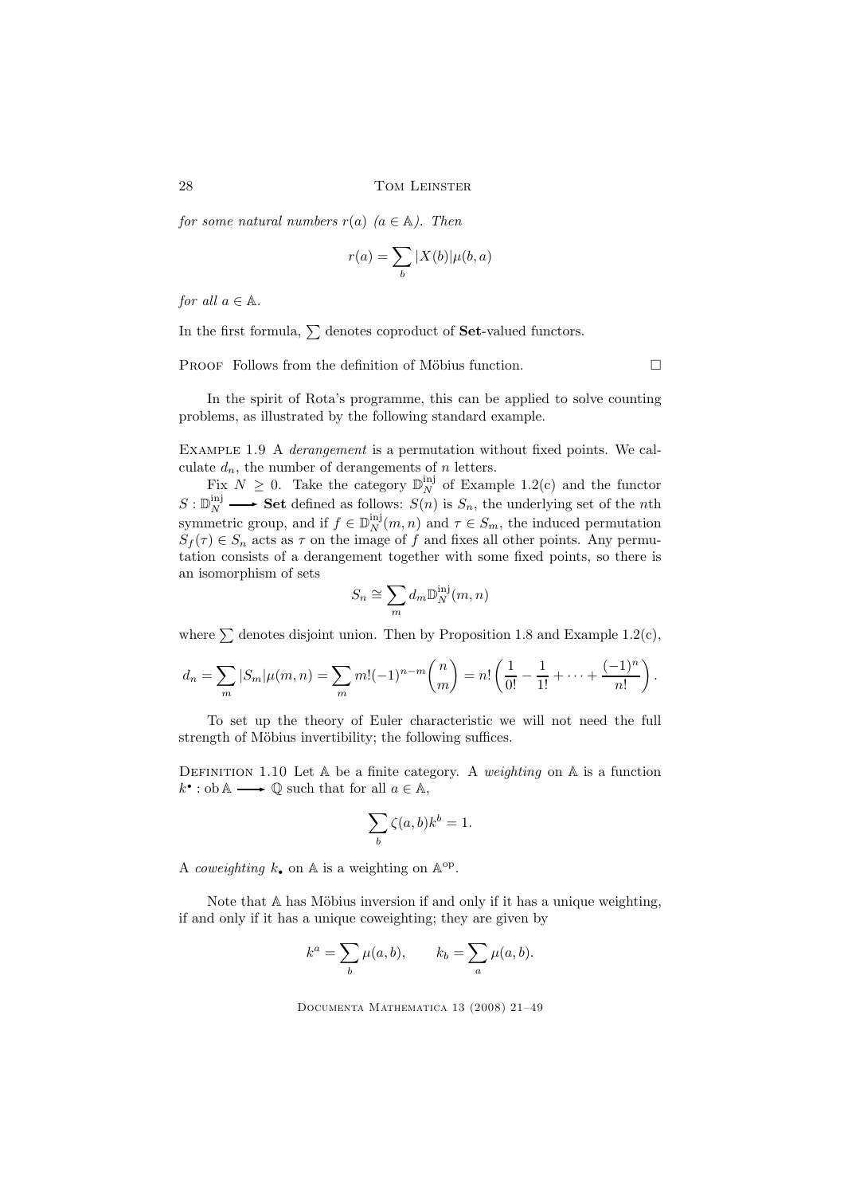*for some natural numbers $r(a)$ $(a \in \mathbb{A})$. Then*

$$r(a) = \sum_b |X(b)| \mu(b, a)$$

*for all $a \in \mathbb{A}$.*

In the first formula, $\sum$ denotes coproduct of **Set**-valued functors.

Proof Follows from the definition of Möbius function. □

In the spirit of Rota's programme, this can be applied to solve counting problems, as illustrated by the following standard example.

Example 1.9 A *derangement* is a permutation without fixed points. We calculate $d_n$, the number of derangements of $n$ letters.

Fix $N \geq 0$. Take the category $\mathbb{D}_N^{\text{inj}}$ of Example 1.2(c) and the functor $S : \mathbb{D}_N^{\text{inj}} \longrightarrow \mathbf{Set}$ defined as follows: $S(n)$ is $S_n$, the underlying set of the $n$th symmetric group, and if $f \in \mathbb{D}_N^{\text{inj}}(m, n)$ and $\tau \in S_m$, the induced permutation $S_f(\tau) \in S_n$ acts as $\tau$ on the image of $f$ and fixes all other points. Any permutation consists of a derangement together with some fixed points, so there is an isomorphism of sets

$$S_n \cong \sum_m d_m \mathbb{D}_N^{\text{inj}}(m, n)$$

where $\sum$ denotes disjoint union. Then by Proposition 1.8 and Example 1.2(c),

$$d_n = \sum_m |S_m| \mu(m, n) = \sum_m m!(-1)^{n-m} \binom{n}{m} = n! \left( \frac{1}{0!} - \frac{1}{1!} + \cdots + \frac{(-1)^n}{n!} \right).$$

To set up the theory of Euler characteristic we will not need the full strength of Möbius invertibility; the following suffices.

Definition 1.10 Let $\mathbb{A}$ be a finite category. A *weighting* on $\mathbb{A}$ is a function $k^\bullet : \text{ob}\,\mathbb{A} \longrightarrow \mathbb{Q}$ such that for all $a \in \mathbb{A}$,

$$\sum_b \zeta(a, b) k^b = 1.$$

A *coweighting* $k_\bullet$ on $\mathbb{A}$ is a weighting on $\mathbb{A}^{\text{op}}$.

Note that $\mathbb{A}$ has Möbius inversion if and only if it has a unique weighting, if and only if it has a unique coweighting; they are given by

$$k^a = \sum_b \mu(a, b), \qquad k_b = \sum_a \mu(a, b).$$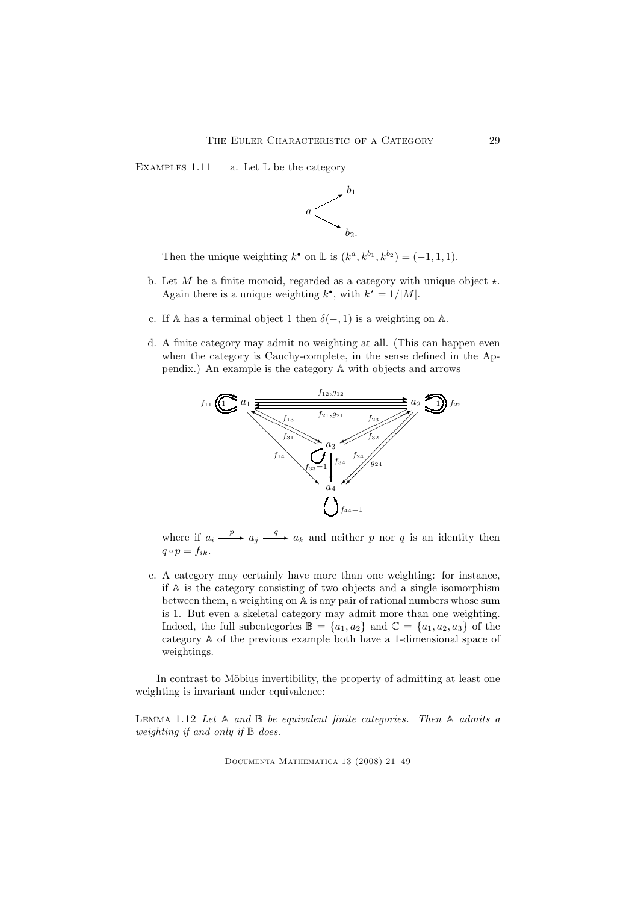EXAMPLES 1.11  a. Let $\mathbb{L}$ be the category

$$
\begin{array}{ccc}
 & & b_1 \\
 & \nearrow & \\
a & & \\
 & \searrow & \\
 & & b_2.
\end{array}
$$

Then the unique weighting $k^\bullet$ on $\mathbb{L}$ is $(k^a, k^{b_1}, k^{b_2}) = (-1, 1, 1)$.

b. Let $M$ be a finite monoid, regarded as a category with unique object $\star$. Again there is a unique weighting $k^\bullet$, with $k^\star = 1/|M|$.

c. If $\mathbb{A}$ has a terminal object 1 then $\delta(-, 1)$ is a weighting on $\mathbb{A}$.

d. A finite category may admit no weighting at all. (This can happen even when the category is Cauchy-complete, in the sense defined in the Appendix.) An example is the category $\mathbb{A}$ with objects and arrows

[Diagram: objects $a_1, a_2, a_3, a_4$; endomorphisms $1, f_{11}$ on $a_1$; $1, f_{22}$ on $a_2$; $f_{33}=1$ on $a_3$; $f_{44}=1$ on $a_4$; arrows $f_{12}, g_{12}: a_1 \to a_2$; $f_{21}, g_{21}: a_2 \to a_1$; $f_{13}: a_1 \to a_3$; $f_{31}: a_3 \to a_1$; $f_{23}: a_2 \to a_3$; $f_{32}: a_3 \to a_2$; $f_{14}: a_1 \to a_4$; $f_{34}: a_3 \to a_4$; $f_{24}, g_{24}: a_2 \to a_4$]

where if $a_i \xrightarrow{p} a_j \xrightarrow{q} a_k$ and neither $p$ nor $q$ is an identity then $q \circ p = f_{ik}$.

e. A category may certainly have more than one weighting: for instance, if $\mathbb{A}$ is the category consisting of two objects and a single isomorphism between them, a weighting on $\mathbb{A}$ is any pair of rational numbers whose sum is 1. But even a skeletal category may admit more than one weighting. Indeed, the full subcategories $\mathbb{B} = \{a_1, a_2\}$ and $\mathbb{C} = \{a_1, a_2, a_3\}$ of the category $\mathbb{A}$ of the previous example both have a 1-dimensional space of weightings.

In contrast to Möbius invertibility, the property of admitting at least one weighting is invariant under equivalence:

LEMMA 1.12 *Let $\mathbb{A}$ and $\mathbb{B}$ be equivalent finite categories. Then $\mathbb{A}$ admits a weighting if and only if $\mathbb{B}$ does.*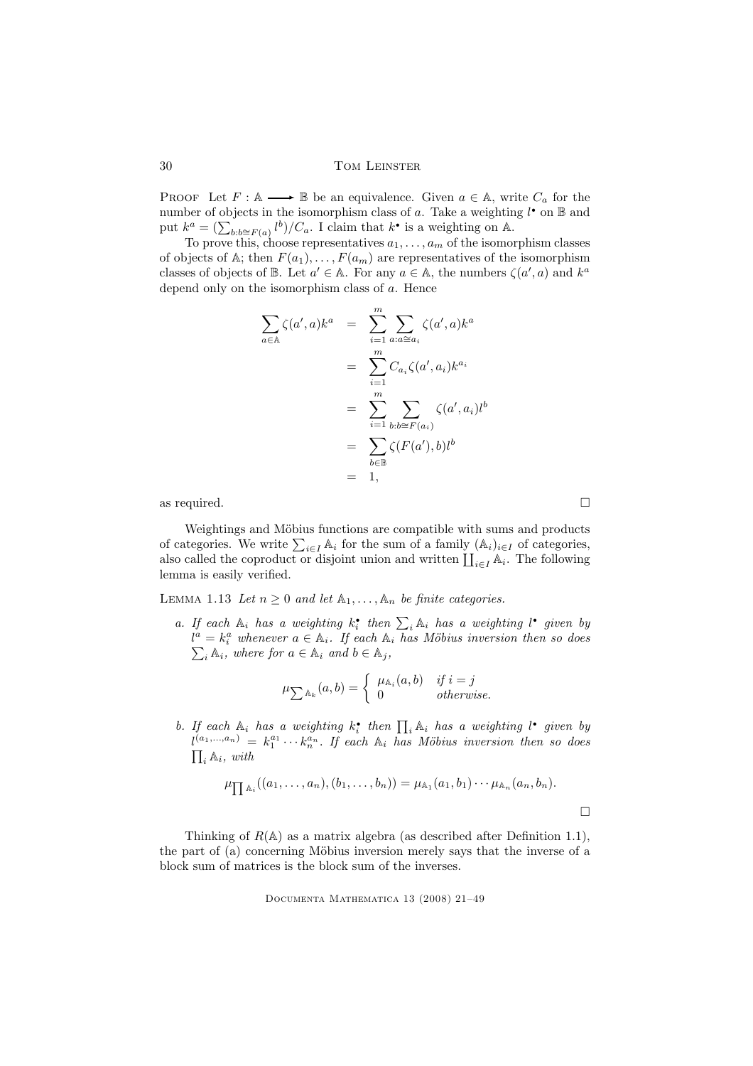**Proof** Let $F : \mathbb{A} \longrightarrow \mathbb{B}$ be an equivalence. Given $a \in \mathbb{A}$, write $C_a$ for the number of objects in the isomorphism class of $a$. Take a weighting $l^\bullet$ on $\mathbb{B}$ and put $k^a = (\sum_{b: b \cong F(a)} l^b)/C_a$. I claim that $k^\bullet$ is a weighting on $\mathbb{A}$.

To prove this, choose representatives $a_1, \ldots, a_m$ of the isomorphism classes of objects of $\mathbb{A}$; then $F(a_1), \ldots, F(a_m)$ are representatives of the isomorphism classes of objects of $\mathbb{B}$. Let $a' \in \mathbb{A}$. For any $a \in \mathbb{A}$, the numbers $\zeta(a', a)$ and $k^a$ depend only on the isomorphism class of $a$. Hence

$$
\begin{aligned}
\sum_{a \in \mathbb{A}} \zeta(a', a) k^a &= \sum_{i=1}^{m} \sum_{a: a \cong a_i} \zeta(a', a) k^a \\
&= \sum_{i=1}^{m} C_{a_i} \zeta(a', a_i) k^{a_i} \\
&= \sum_{i=1}^{m} \sum_{b: b \cong F(a_i)} \zeta(a', a_i) l^b \\
&= \sum_{b \in \mathbb{B}} \zeta(F(a'), b) l^b \\
&= 1,
\end{aligned}
$$

as required. $\square$

Weightings and Möbius functions are compatible with sums and products of categories. We write $\sum_{i \in I} \mathbb{A}_i$ for the sum of a family $(\mathbb{A}_i)_{i \in I}$ of categories, also called the coproduct or disjoint union and written $\coprod_{i \in I} \mathbb{A}_i$. The following lemma is easily verified.

**Lemma 1.13** *Let $n \geq 0$ and let $\mathbb{A}_1, \ldots, \mathbb{A}_n$ be finite categories.*

*a. If each $\mathbb{A}_i$ has a weighting $k_i^\bullet$ then $\sum_i \mathbb{A}_i$ has a weighting $l^\bullet$ given by $l^a = k_i^a$ whenever $a \in \mathbb{A}_i$. If each $\mathbb{A}_i$ has Möbius inversion then so does $\sum_i \mathbb{A}_i$, where for $a \in \mathbb{A}_i$ and $b \in \mathbb{A}_j$,*

$$
\mu_{\sum \mathbb{A}_k}(a, b) = \begin{cases} \mu_{\mathbb{A}_i}(a, b) & \text{if } i = j \\ 0 & \text{otherwise.} \end{cases}
$$

*b. If each $\mathbb{A}_i$ has a weighting $k_i^\bullet$ then $\prod_i \mathbb{A}_i$ has a weighting $l^\bullet$ given by $l^{(a_1, \ldots, a_n)} = k_1^{a_1} \cdots k_n^{a_n}$. If each $\mathbb{A}_i$ has Möbius inversion then so does $\prod_i \mathbb{A}_i$, with*

$$
\mu_{\prod \mathbb{A}_i}((a_1, \ldots, a_n), (b_1, \ldots, b_n)) = \mu_{\mathbb{A}_1}(a_1, b_1) \cdots \mu_{\mathbb{A}_n}(a_n, b_n).
$$

$\square$

Thinking of $R(\mathbb{A})$ as a matrix algebra (as described after Definition 1.1), the part of (a) concerning Möbius inversion merely says that the inverse of a block sum of matrices is the block sum of the inverses.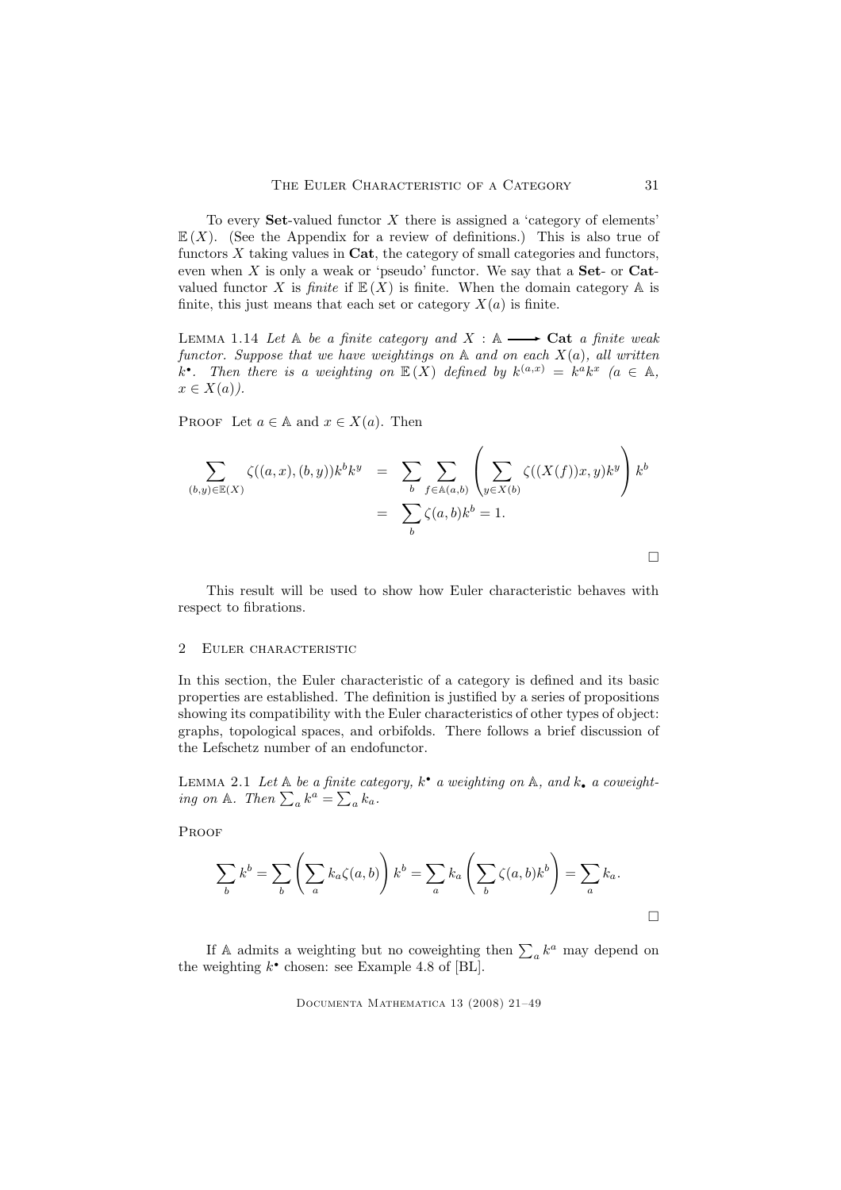To every **Set**-valued functor $X$ there is assigned a 'category of elements' $\mathbb{E}(X)$. (See the Appendix for a review of definitions.) This is also true of functors $X$ taking values in **Cat**, the category of small categories and functors, even when $X$ is only a weak or 'pseudo' functor. We say that a **Set**- or **Cat**-valued functor $X$ is *finite* if $\mathbb{E}(X)$ is finite. When the domain category $\mathbb{A}$ is finite, this just means that each set or category $X(a)$ is finite.

Lemma 1.14 *Let $\mathbb{A}$ be a finite category and $X : \mathbb{A} \longrightarrow$ **Cat** a finite weak functor. Suppose that we have weightings on $\mathbb{A}$ and on each $X(a)$, all written $k^\bullet$. Then there is a weighting on $\mathbb{E}(X)$ defined by $k^{(a,x)} = k^a k^x$ ($a \in \mathbb{A}$, $x \in X(a)$).*

Proof Let $a \in \mathbb{A}$ and $x \in X(a)$. Then

$$
\begin{aligned}
\sum_{(b,y)\in\mathbb{E}(X)} \zeta((a,x),(b,y))k^b k^y &= \sum_b \sum_{f\in\mathbb{A}(a,b)} \left( \sum_{y\in X(b)} \zeta((X(f))x, y)k^y \right) k^b \\
&= \sum_b \zeta(a,b)k^b = 1.
\end{aligned}
$$

□

This result will be used to show how Euler characteristic behaves with respect to fibrations.

## 2 Euler characteristic

In this section, the Euler characteristic of a category is defined and its basic properties are established. The definition is justified by a series of propositions showing its compatibility with the Euler characteristics of other types of object: graphs, topological spaces, and orbifolds. There follows a brief discussion of the Lefschetz number of an endofunctor.

Lemma 2.1 *Let $\mathbb{A}$ be a finite category, $k^\bullet$ a weighting on $\mathbb{A}$, and $k_\bullet$ a coweighting on $\mathbb{A}$. Then $\sum_a k^a = \sum_a k_a$.*

Proof

$$
\sum_b k^b = \sum_b \left( \sum_a k_a \zeta(a,b) \right) k^b = \sum_a k_a \left( \sum_b \zeta(a,b)k^b \right) = \sum_a k_a.
$$

□

If $\mathbb{A}$ admits a weighting but no coweighting then $\sum_a k^a$ may depend on the weighting $k^\bullet$ chosen: see Example 4.8 of [BL].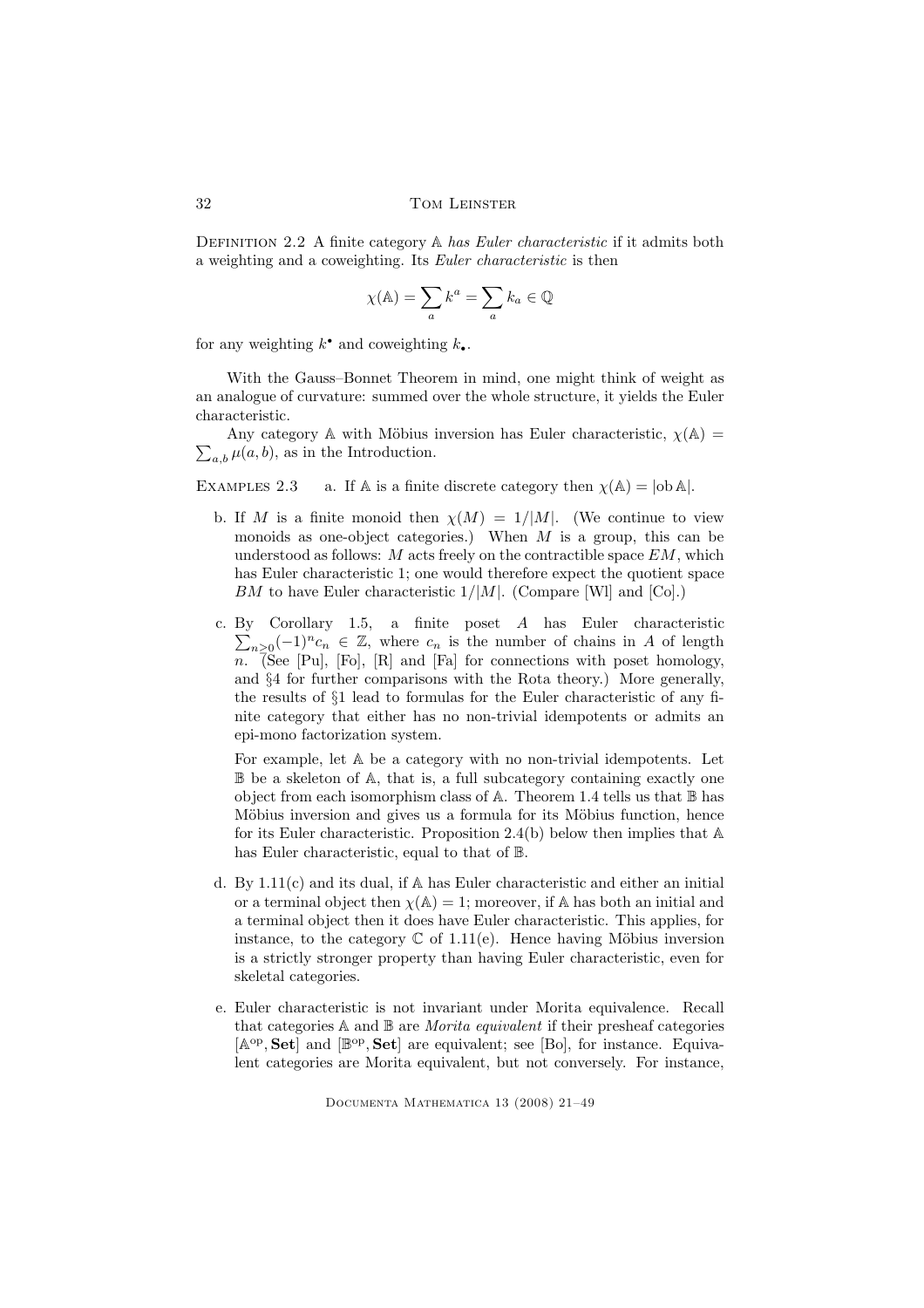Definition 2.2 A finite category $\mathbb{A}$ *has Euler characteristic* if it admits both a weighting and a coweighting. Its *Euler characteristic* is then

$$\chi(\mathbb{A}) = \sum_a k^a = \sum_a k_a \in \mathbb{Q}$$

for any weighting $k^\bullet$ and coweighting $k_\bullet$.

With the Gauss–Bonnet Theorem in mind, one might think of weight as an analogue of curvature: summed over the whole structure, it yields the Euler characteristic.

Any category $\mathbb{A}$ with Möbius inversion has Euler characteristic, $\chi(\mathbb{A}) = \sum_{a,b} \mu(a,b)$, as in the Introduction.

Examples 2.3

a. If $\mathbb{A}$ is a finite discrete category then $\chi(\mathbb{A}) = |\mathrm{ob}\,\mathbb{A}|$.

b. If $M$ is a finite monoid then $\chi(M) = 1/|M|$. (We continue to view monoids as one-object categories.) When $M$ is a group, this can be understood as follows: $M$ acts freely on the contractible space $EM$, which has Euler characteristic 1; one would therefore expect the quotient space $BM$ to have Euler characteristic $1/|M|$. (Compare [Wl] and [Co].)

c. By Corollary 1.5, a finite poset $A$ has Euler characteristic $\sum_{n\geq 0}(-1)^n c_n \in \mathbb{Z}$, where $c_n$ is the number of chains in $A$ of length $n$. (See [Pu], [Fo], [R] and [Fa] for connections with poset homology, and §4 for further comparisons with the Rota theory.) More generally, the results of §1 lead to formulas for the Euler characteristic of any finite category that either has no non-trivial idempotents or admits an epi-mono factorization system.

   For example, let $\mathbb{A}$ be a category with no non-trivial idempotents. Let $\mathbb{B}$ be a skeleton of $\mathbb{A}$, that is, a full subcategory containing exactly one object from each isomorphism class of $\mathbb{A}$. Theorem 1.4 tells us that $\mathbb{B}$ has Möbius inversion and gives us a formula for its Möbius function, hence for its Euler characteristic. Proposition 2.4(b) below then implies that $\mathbb{A}$ has Euler characteristic, equal to that of $\mathbb{B}$.

d. By 1.11(c) and its dual, if $\mathbb{A}$ has Euler characteristic and either an initial or a terminal object then $\chi(\mathbb{A}) = 1$; moreover, if $\mathbb{A}$ has both an initial and a terminal object then it does have Euler characteristic. This applies, for instance, to the category $\mathbb{C}$ of 1.11(e). Hence having Möbius inversion is a strictly stronger property than having Euler characteristic, even for skeletal categories.

e. Euler characteristic is not invariant under Morita equivalence. Recall that categories $\mathbb{A}$ and $\mathbb{B}$ are *Morita equivalent* if their presheaf categories $[\mathbb{A}^{\mathrm{op}}, \mathbf{Set}]$ and $[\mathbb{B}^{\mathrm{op}}, \mathbf{Set}]$ are equivalent; see [Bo], for instance. Equivalent categories are Morita equivalent, but not conversely. For instance,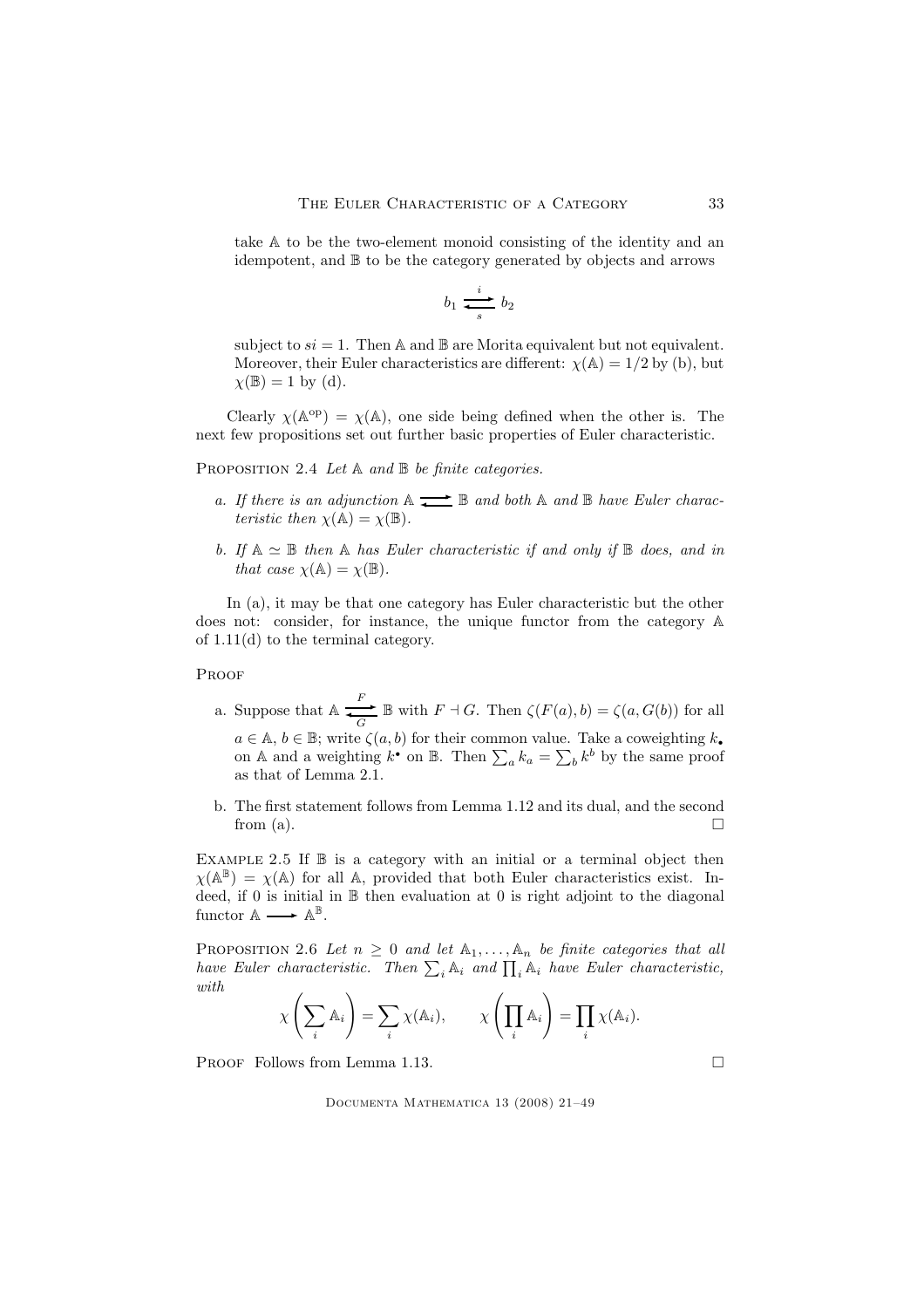take $\mathbb{A}$ to be the two-element monoid consisting of the identity and an idempotent, and $\mathbb{B}$ to be the category generated by objects and arrows

$$b_1 \underset{s}{\overset{i}{\rightleftarrows}} b_2$$

subject to $si = 1$. Then $\mathbb{A}$ and $\mathbb{B}$ are Morita equivalent but not equivalent. Moreover, their Euler characteristics are different: $\chi(\mathbb{A}) = 1/2$ by (b), but $\chi(\mathbb{B}) = 1$ by (d).

Clearly $\chi(\mathbb{A}^{\mathrm{op}}) = \chi(\mathbb{A})$, one side being defined when the other is. The next few propositions set out further basic properties of Euler characteristic.

Proposition 2.4 *Let $\mathbb{A}$ and $\mathbb{B}$ be finite categories.*

a. *If there is an adjunction $\mathbb{A} \rightleftarrows \mathbb{B}$ and both $\mathbb{A}$ and $\mathbb{B}$ have Euler characteristic then $\chi(\mathbb{A}) = \chi(\mathbb{B})$.*

b. *If $\mathbb{A} \simeq \mathbb{B}$ then $\mathbb{A}$ has Euler characteristic if and only if $\mathbb{B}$ does, and in that case $\chi(\mathbb{A}) = \chi(\mathbb{B})$.*

In (a), it may be that one category has Euler characteristic but the other does not: consider, for instance, the unique functor from the category $\mathbb{A}$ of 1.11(d) to the terminal category.

Proof

a. Suppose that $\mathbb{A} \underset{G}{\overset{F}{\rightleftarrows}} \mathbb{B}$ with $F \dashv G$. Then $\zeta(F(a), b) = \zeta(a, G(b))$ for all $a \in \mathbb{A}$, $b \in \mathbb{B}$; write $\zeta(a, b)$ for their common value. Take a coweighting $k_\bullet$ on $\mathbb{A}$ and a weighting $k^\bullet$ on $\mathbb{B}$. Then $\sum_a k_a = \sum_b k^b$ by the same proof as that of Lemma 2.1.

b. The first statement follows from Lemma 1.12 and its dual, and the second from (a). $\square$

Example 2.5 If $\mathbb{B}$ is a category with an initial or a terminal object then $\chi(\mathbb{A}^{\mathbb{B}}) = \chi(\mathbb{A})$ for all $\mathbb{A}$, provided that both Euler characteristics exist. Indeed, if 0 is initial in $\mathbb{B}$ then evaluation at 0 is right adjoint to the diagonal functor $\mathbb{A} \longrightarrow \mathbb{A}^{\mathbb{B}}$.

Proposition 2.6 *Let $n \geq 0$ and let $\mathbb{A}_1, \ldots, \mathbb{A}_n$ be finite categories that all have Euler characteristic. Then $\sum_i \mathbb{A}_i$ and $\prod_i \mathbb{A}_i$ have Euler characteristic, with*

$$\chi\left(\sum_i \mathbb{A}_i\right) = \sum_i \chi(\mathbb{A}_i), \qquad \chi\left(\prod_i \mathbb{A}_i\right) = \prod_i \chi(\mathbb{A}_i).$$

Proof Follows from Lemma 1.13. $\square$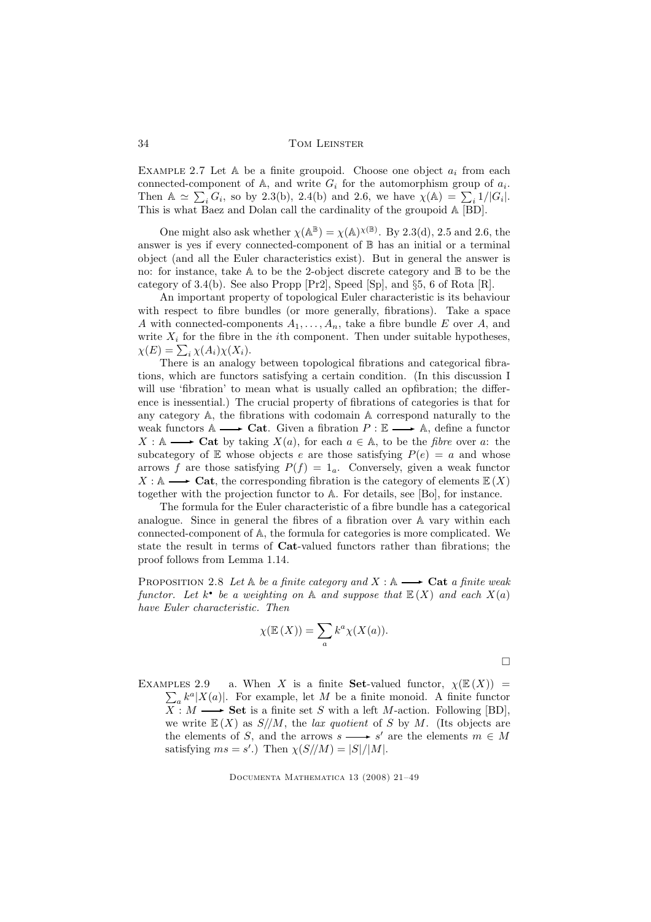Example 2.7 Let $\mathbb{A}$ be a finite groupoid. Choose one object $a_i$ from each connected-component of $\mathbb{A}$, and write $G_i$ for the automorphism group of $a_i$. Then $\mathbb{A} \simeq \sum_i G_i$, so by 2.3(b), 2.4(b) and 2.6, we have $\chi(\mathbb{A}) = \sum_i 1/|G_i|$. This is what Baez and Dolan call the cardinality of the groupoid $\mathbb{A}$ [BD].

One might also ask whether $\chi(\mathbb{A}^{\mathbb{B}}) = \chi(\mathbb{A})^{\chi(\mathbb{B})}$. By 2.3(d), 2.5 and 2.6, the answer is yes if every connected-component of $\mathbb{B}$ has an initial or a terminal object (and all the Euler characteristics exist). But in general the answer is no: for instance, take $\mathbb{A}$ to be the 2-object discrete category and $\mathbb{B}$ to be the category of 3.4(b). See also Propp [Pr2], Speed [Sp], and §5, 6 of Rota [R].

An important property of topological Euler characteristic is its behaviour with respect to fibre bundles (or more generally, fibrations). Take a space $A$ with connected-components $A_1, \ldots, A_n$, take a fibre bundle $E$ over $A$, and write $X_i$ for the fibre in the $i$th component. Then under suitable hypotheses, $\chi(E) = \sum_i \chi(A_i)\chi(X_i)$.

There is an analogy between topological fibrations and categorical fibrations, which are functors satisfying a certain condition. (In this discussion I will use 'fibration' to mean what is usually called an opfibration; the difference is inessential.) The crucial property of fibrations of categories is that for any category $\mathbb{A}$, the fibrations with codomain $\mathbb{A}$ correspond naturally to the weak functors $\mathbb{A} \longrightarrow \mathbf{Cat}$. Given a fibration $P : \mathbb{E} \longrightarrow \mathbb{A}$, define a functor $X : \mathbb{A} \longrightarrow \mathbf{Cat}$ by taking $X(a)$, for each $a \in \mathbb{A}$, to be the *fibre* over $a$: the subcategory of $\mathbb{E}$ whose objects $e$ are those satisfying $P(e) = a$ and whose arrows $f$ are those satisfying $P(f) = 1_a$. Conversely, given a weak functor $X : \mathbb{A} \longrightarrow \mathbf{Cat}$, the corresponding fibration is the category of elements $\mathbb{E}(X)$ together with the projection functor to $\mathbb{A}$. For details, see [Bo], for instance.

The formula for the Euler characteristic of a fibre bundle has a categorical analogue. Since in general the fibres of a fibration over $\mathbb{A}$ vary within each connected-component of $\mathbb{A}$, the formula for categories is more complicated. We state the result in terms of $\mathbf{Cat}$-valued functors rather than fibrations; the proof follows from Lemma 1.14.

Proposition 2.8 *Let $\mathbb{A}$ be a finite category and $X : \mathbb{A} \longrightarrow \mathbf{Cat}$ a finite weak functor. Let $k^\bullet$ be a weighting on $\mathbb{A}$ and suppose that $\mathbb{E}(X)$ and each $X(a)$ have Euler characteristic. Then*

$$\chi(\mathbb{E}(X)) = \sum_a k^a \chi(X(a)).$$

□

Examples 2.9 a. When $X$ is a finite $\mathbf{Set}$-valued functor, $\chi(\mathbb{E}(X)) = \sum_a k^a |X(a)|$. For example, let $M$ be a finite monoid. A finite functor $X : M \longrightarrow \mathbf{Set}$ is a finite set $S$ with a left $M$-action. Following [BD], we write $\mathbb{E}(X)$ as $S/\!/M$, the *lax quotient* of $S$ by $M$. (Its objects are the elements of $S$, and the arrows $s \longrightarrow s'$ are the elements $m \in M$ satisfying $ms = s'$.) Then $\chi(S/\!/M) = |S|/|M|$.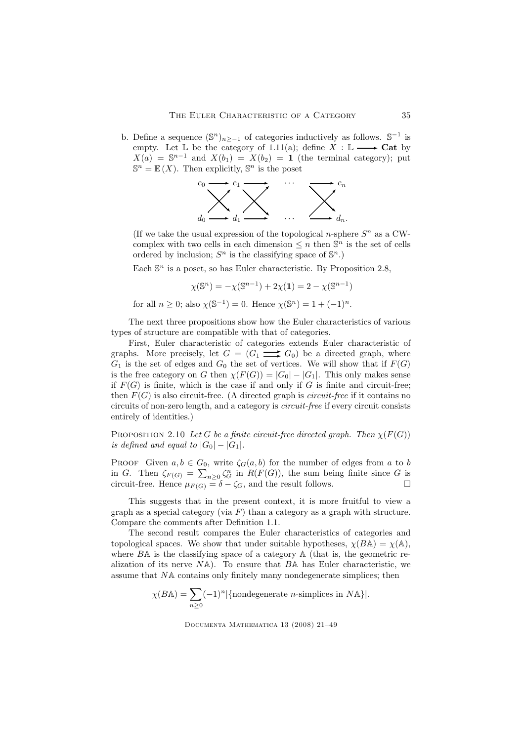b. Define a sequence $(\mathbb{S}^n)_{n\geq -1}$ of categories inductively as follows. $\mathbb{S}^{-1}$ is empty. Let $\mathbb{L}$ be the category of 1.11(a); define $X : \mathbb{L} \longrightarrow \mathbf{Cat}$ by $X(a) = \mathbb{S}^{n-1}$ and $X(b_1) = X(b_2) = \mathbf{1}$ (the terminal category); put $\mathbb{S}^n = \mathbb{E}(X)$. Then explicitly, $\mathbb{S}^n$ is the poset

$$\begin{array}{ccccccc} c_0 & \longrightarrow & c_1 & \longrightarrow & \cdots & \longrightarrow & c_n \\ & \times & & \times & & \times & \\ d_0 & \longrightarrow & d_1 & \longrightarrow & \cdots & \longrightarrow & d_n. \end{array}$$

(If we take the usual expression of the topological $n$-sphere $S^n$ as a CW-complex with two cells in each dimension $\leq n$ then $\mathbb{S}^n$ is the set of cells ordered by inclusion; $S^n$ is the classifying space of $\mathbb{S}^n$.)

Each $\mathbb{S}^n$ is a poset, so has Euler characteristic. By Proposition 2.8,

$$\chi(\mathbb{S}^n) = -\chi(\mathbb{S}^{n-1}) + 2\chi(\mathbf{1}) = 2 - \chi(\mathbb{S}^{n-1})$$

for all $n \geq 0$; also $\chi(\mathbb{S}^{-1}) = 0$. Hence $\chi(\mathbb{S}^n) = 1 + (-1)^n$.

The next three propositions show how the Euler characteristics of various types of structure are compatible with that of categories.

First, Euler characteristic of categories extends Euler characteristic of graphs. More precisely, let $G = (G_1 \rightrightarrows G_0)$ be a directed graph, where $G_1$ is the set of edges and $G_0$ the set of vertices. We will show that if $F(G)$ is the free category on $G$ then $\chi(F(G)) = |G_0| - |G_1|$. This only makes sense if $F(G)$ is finite, which is the case if and only if $G$ is finite and circuit-free; then $F(G)$ is also circuit-free. (A directed graph is *circuit-free* if it contains no circuits of non-zero length, and a category is *circuit-free* if every circuit consists entirely of identities.)

Proposition 2.10 *Let $G$ be a finite circuit-free directed graph. Then $\chi(F(G))$ is defined and equal to $|G_0| - |G_1|$.*

Proof Given $a, b \in G_0$, write $\zeta_G(a,b)$ for the number of edges from $a$ to $b$ in $G$. Then $\zeta_{F(G)} = \sum_{n\geq 0} \zeta_G^n$ in $R(F(G))$, the sum being finite since $G$ is circuit-free. Hence $\mu_{F(G)} = \delta - \zeta_G$, and the result follows. $\square$

This suggests that in the present context, it is more fruitful to view a graph as a special category (via $F$) than a category as a graph with structure. Compare the comments after Definition 1.1.

The second result compares the Euler characteristics of categories and topological spaces. We show that under suitable hypotheses, $\chi(B\mathbb{A}) = \chi(\mathbb{A})$, where $B\mathbb{A}$ is the classifying space of a category $\mathbb{A}$ (that is, the geometric realization of its nerve $N\mathbb{A}$). To ensure that $B\mathbb{A}$ has Euler characteristic, we assume that $N\mathbb{A}$ contains only finitely many nondegenerate simplices; then

$$\chi(B\mathbb{A}) = \sum_{n\geq 0} (-1)^n |\{\text{nondegenerate } n\text{-simplices in } N\mathbb{A}\}|.$$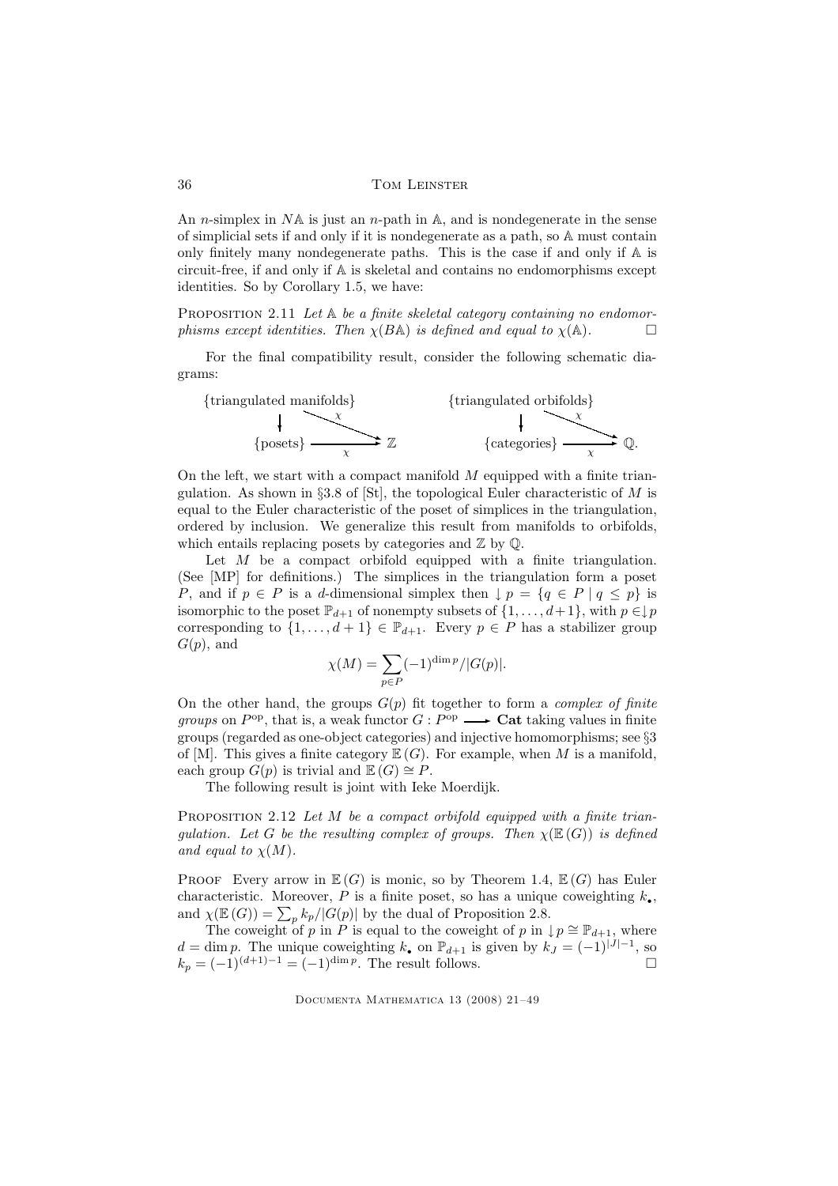An $n$-simplex in $N\mathbb{A}$ is just an $n$-path in $\mathbb{A}$, and is nondegenerate in the sense of simplicial sets if and only if it is nondegenerate as a path, so $\mathbb{A}$ must contain only finitely many nondegenerate paths. This is the case if and only if $\mathbb{A}$ is circuit-free, if and only if $\mathbb{A}$ is skeletal and contains no endomorphisms except identities. So by Corollary 1.5, we have:

PROPOSITION 2.11 *Let $\mathbb{A}$ be a finite skeletal category containing no endomorphisms except identities. Then $\chi(B\mathbb{A})$ is defined and equal to $\chi(\mathbb{A})$.* $\square$

For the final compatibility result, consider the following schematic diagrams:

$$\begin{array}{ccc} \{\text{triangulated manifolds}\} & & \\ \downarrow & \searrow^{\chi} & \\ \{\text{posets}\} & \xrightarrow{\chi} & \mathbb{Z} \end{array} \qquad \begin{array}{ccc} \{\text{triangulated orbifolds}\} & & \\ \downarrow & \searrow^{\chi} & \\ \{\text{categories}\} & \xrightarrow{\chi} & \mathbb{Q}. \end{array}$$

On the left, we start with a compact manifold $M$ equipped with a finite triangulation. As shown in §3.8 of [St], the topological Euler characteristic of $M$ is equal to the Euler characteristic of the poset of simplices in the triangulation, ordered by inclusion. We generalize this result from manifolds to orbifolds, which entails replacing posets by categories and $\mathbb{Z}$ by $\mathbb{Q}$.

Let $M$ be a compact orbifold equipped with a finite triangulation. (See [MP] for definitions.) The simplices in the triangulation form a poset $P$, and if $p \in P$ is a $d$-dimensional simplex then $\downarrow p = \{q \in P \mid q \leq p\}$ is isomorphic to the poset $\mathbb{P}_{d+1}$ of nonempty subsets of $\{1, \ldots, d+1\}$, with $p \in \downarrow p$ corresponding to $\{1, \ldots, d+1\} \in \mathbb{P}_{d+1}$. Every $p \in P$ has a stabilizer group $G(p)$, and

$$\chi(M) = \sum_{p \in P} (-1)^{\dim p} / |G(p)|.$$

On the other hand, the groups $G(p)$ fit together to form a *complex of finite groups* on $P^{\mathrm{op}}$, that is, a weak functor $G : P^{\mathrm{op}} \longrightarrow \mathbf{Cat}$ taking values in finite groups (regarded as one-object categories) and injective homomorphisms; see §3 of [M]. This gives a finite category $\mathbb{E}(G)$. For example, when $M$ is a manifold, each group $G(p)$ is trivial and $\mathbb{E}(G) \cong P$.

The following result is joint with Ieke Moerdijk.

PROPOSITION 2.12 *Let $M$ be a compact orbifold equipped with a finite triangulation. Let $G$ be the resulting complex of groups. Then $\chi(\mathbb{E}(G))$ is defined and equal to $\chi(M)$.*

PROOF Every arrow in $\mathbb{E}(G)$ is monic, so by Theorem 1.4, $\mathbb{E}(G)$ has Euler characteristic. Moreover, $P$ is a finite poset, so has a unique coweighting $k_\bullet$, and $\chi(\mathbb{E}(G)) = \sum_p k_p / |G(p)|$ by the dual of Proposition 2.8.

The coweight of $p$ in $P$ is equal to the coweight of $p$ in $\downarrow p \cong \mathbb{P}_{d+1}$, where $d = \dim p$. The unique coweighting $k_\bullet$ on $\mathbb{P}_{d+1}$ is given by $k_J = (-1)^{|J|-1}$, so $k_p = (-1)^{(d+1)-1} = (-1)^{\dim p}$. The result follows. $\square$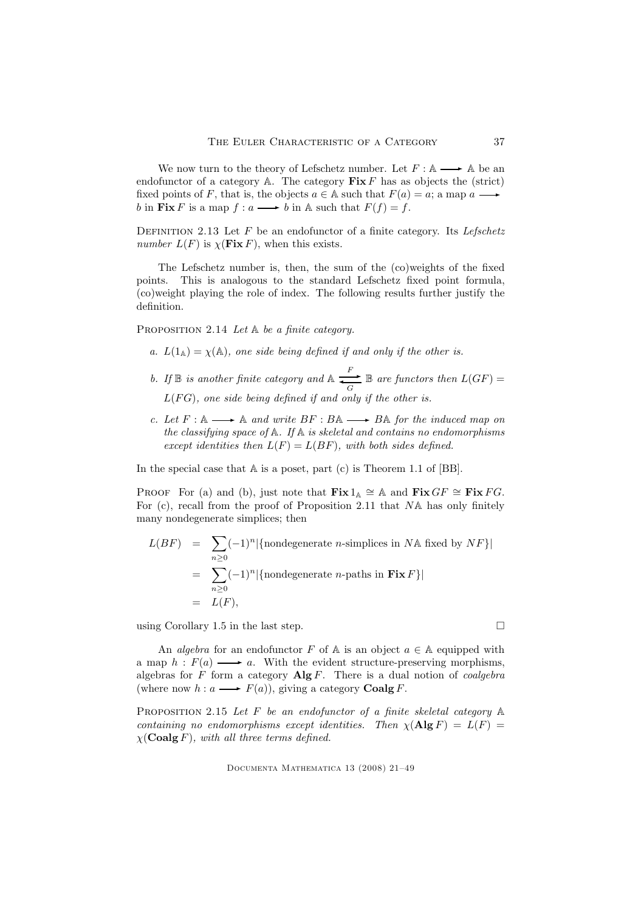We now turn to the theory of Lefschetz number. Let $F : \mathbb{A} \longrightarrow \mathbb{A}$ be an endofunctor of a category $\mathbb{A}$. The category $\mathbf{Fix}\, F$ has as objects the (strict) fixed points of $F$, that is, the objects $a \in \mathbb{A}$ such that $F(a) = a$; a map $a \longrightarrow b$ in $\mathbf{Fix}\, F$ is a map $f : a \longrightarrow b$ in $\mathbb{A}$ such that $F(f) = f$.

Definition 2.13 Let $F$ be an endofunctor of a finite category. Its *Lefschetz number* $L(F)$ is $\chi(\mathbf{Fix}\, F)$, when this exists.

The Lefschetz number is, then, the sum of the (co)weights of the fixed points. This is analogous to the standard Lefschetz fixed point formula, (co)weight playing the role of index. The following results further justify the definition.

Proposition 2.14 *Let $\mathbb{A}$ be a finite category.*

*a. $L(1_{\mathbb{A}}) = \chi(\mathbb{A})$, one side being defined if and only if the other is.*

*b. If $\mathbb{B}$ is another finite category and $\mathbb{A} \underset{G}{\overset{F}{\rightleftarrows}} \mathbb{B}$ are functors then $L(GF) = L(FG)$, one side being defined if and only if the other is.*

*c. Let $F : \mathbb{A} \longrightarrow \mathbb{A}$ and write $BF : B\mathbb{A} \longrightarrow B\mathbb{A}$ for the induced map on the classifying space of $\mathbb{A}$. If $\mathbb{A}$ is skeletal and contains no endomorphisms except identities then $L(F) = L(BF)$, with both sides defined.*

In the special case that $\mathbb{A}$ is a poset, part (c) is Theorem 1.1 of [BB].

Proof For (a) and (b), just note that $\mathbf{Fix}\, 1_{\mathbb{A}} \cong \mathbb{A}$ and $\mathbf{Fix}\, GF \cong \mathbf{Fix}\, FG$. For (c), recall from the proof of Proposition 2.11 that $N\mathbb{A}$ has only finitely many nondegenerate simplices; then

$$
\begin{aligned}
L(BF) &= \sum_{n \geq 0} (-1)^n |\{\text{nondegenerate } n\text{-simplices in } N\mathbb{A} \text{ fixed by } NF\}| \\
&= \sum_{n \geq 0} (-1)^n |\{\text{nondegenerate } n\text{-paths in } \mathbf{Fix}\, F\}| \\
&= L(F),
\end{aligned}
$$

using Corollary 1.5 in the last step. □

An *algebra* for an endofunctor $F$ of $\mathbb{A}$ is an object $a \in \mathbb{A}$ equipped with a map $h : F(a) \longrightarrow a$. With the evident structure-preserving morphisms, algebras for $F$ form a category $\mathbf{Alg}\, F$. There is a dual notion of *coalgebra* (where now $h : a \longrightarrow F(a)$), giving a category $\mathbf{Coalg}\, F$.

Proposition 2.15 *Let $F$ be an endofunctor of a finite skeletal category $\mathbb{A}$ containing no endomorphisms except identities. Then $\chi(\mathbf{Alg}\, F) = L(F) = \chi(\mathbf{Coalg}\, F)$, with all three terms defined.*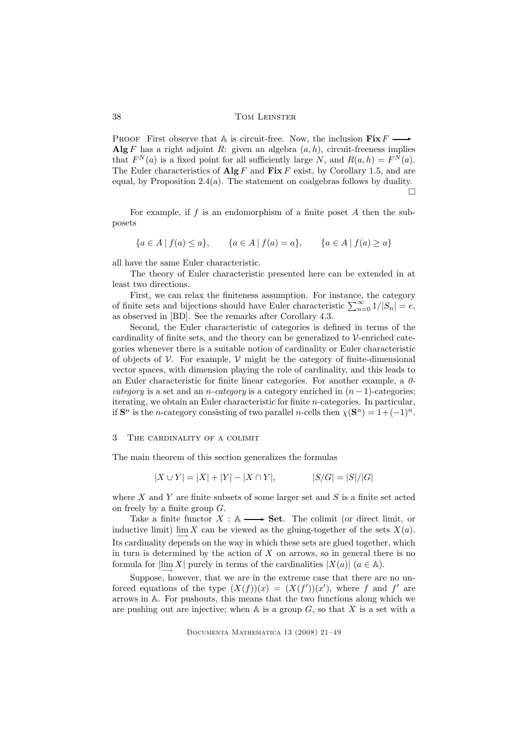**Proof** First observe that $\mathbb{A}$ is circuit-free. Now, the inclusion $\mathbf{Fix}\, F \longrightarrow \mathbf{Alg}\, F$ has a right adjoint $R$: given an algebra $(a, h)$, circuit-freeness implies that $F^N(a)$ is a fixed point for all sufficiently large $N$, and $R(a, h) = F^N(a)$. The Euler characteristics of $\mathbf{Alg}\, F$ and $\mathbf{Fix}\, F$ exist, by Corollary 1.5, and are equal, by Proposition 2.4(a). The statement on coalgebras follows by duality. $\square$

For example, if $f$ is an endomorphism of a finite poset $A$ then the sub-posets

$$\{a \in A \mid f(a) \leq a\}, \qquad \{a \in A \mid f(a) = a\}, \qquad \{a \in A \mid f(a) \geq a\}$$

all have the same Euler characteristic.

The theory of Euler characteristic presented here can be extended in at least two directions.

First, we can relax the finiteness assumption. For instance, the category of finite sets and bijections should have Euler characteristic $\sum_{n=0}^{\infty} 1/|S_n| = e$, as observed in [BD]. See the remarks after Corollary 4.3.

Second, the Euler characteristic of categories is defined in terms of the cardinality of finite sets, and the theory can be generalized to $\mathcal{V}$-enriched categories whenever there is a suitable notion of cardinality or Euler characteristic of objects of $\mathcal{V}$. For example, $\mathcal{V}$ might be the category of finite-dimensional vector spaces, with dimension playing the role of cardinality, and this leads to an Euler characteristic for finite linear categories. For another example, a *0-category* is a set and an *n-category* is a category enriched in $(n-1)$-categories; iterating, we obtain an Euler characteristic for finite $n$-categories. In particular, if $\mathbf{S}^n$ is the $n$-category consisting of two parallel $n$-cells then $\chi(\mathbf{S}^n) = 1 + (-1)^n$.

## 3 The cardinality of a colimit

The main theorem of this section generalizes the formulas

$$|X \cup Y| = |X| + |Y| - |X \cap Y|, \qquad |S/G| = |S|/|G|$$

where $X$ and $Y$ are finite subsets of some larger set and $S$ is a finite set acted on freely by a finite group $G$.

Take a finite functor $X : \mathbb{A} \longrightarrow \mathbf{Set}$. The colimit (or direct limit, or inductive limit) $\varinjlim X$ can be viewed as the gluing-together of the sets $X(a)$. Its cardinality depends on the way in which these sets are glued together, which in turn is determined by the action of $X$ on arrows, so in general there is no formula for $|\varinjlim X|$ purely in terms of the cardinalities $|X(a)|$ $(a \in \mathbb{A})$.

Suppose, however, that we are in the extreme case that there are no unforced equations of the type $(X(f))(x) = (X(f'))(x')$, where $f$ and $f'$ are arrows in $\mathbb{A}$. For pushouts, this means that the two functions along which we are pushing out are injective; when $\mathbb{A}$ is a group $G$, so that $X$ is a set with a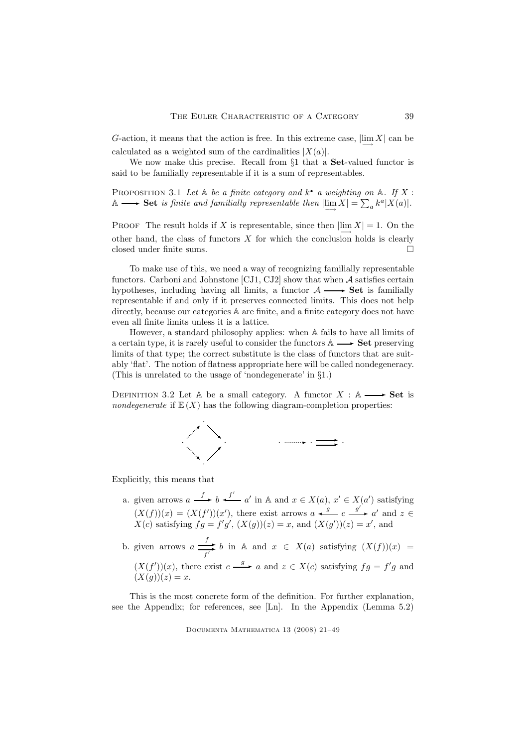$G$-action, it means that the action is free. In this extreme case, $|\varinjlim X|$ can be calculated as a weighted sum of the cardinalities $|X(a)|$.

We now make this precise. Recall from §1 that a **Set**-valued functor is said to be familially representable if it is a sum of representables.

Proposition 3.1 *Let $\mathbb{A}$ be a finite category and $k^\bullet$ a weighting on $\mathbb{A}$. If $X : \mathbb{A} \longrightarrow$ **Set** is finite and familially representable then $|\varinjlim X| = \sum_a k^a |X(a)|$.*

Proof The result holds if $X$ is representable, since then $|\varinjlim X| = 1$. On the other hand, the class of functors $X$ for which the conclusion holds is clearly closed under finite sums. □

To make use of this, we need a way of recognizing familially representable functors. Carboni and Johnstone [CJ1, CJ2] show that when $\mathcal{A}$ satisfies certain hypotheses, including having all limits, a functor $\mathcal{A} \longrightarrow$ **Set** is familially representable if and only if it preserves connected limits. This does not help directly, because our categories $\mathbb{A}$ are finite, and a finite category does not have even all finite limits unless it is a lattice.

However, a standard philosophy applies: when $\mathbb{A}$ fails to have all limits of a certain type, it is rarely useful to consider the functors $\mathbb{A} \longrightarrow$ **Set** preserving limits of that type; the correct substitute is the class of functors that are suitably 'flat'. The notion of flatness appropriate here will be called nondegeneracy. (This is unrelated to the usage of 'nondegenerate' in §1.)

Definition 3.2 Let $\mathbb{A}$ be a small category. A functor $X : \mathbb{A} \longrightarrow$ **Set** is *nondegenerate* if $\mathbb{E}(X)$ has the following diagram-completion properties:

Explicitly, this means that

a. given arrows $a \xrightarrow{f} b \xleftarrow{f'} a'$ in $\mathbb{A}$ and $x \in X(a)$, $x' \in X(a')$ satisfying $(X(f))(x) = (X(f'))(x')$, there exist arrows $a \xleftarrow{g} c \xrightarrow{g'} a'$ and $z \in X(c)$ satisfying $fg = f'g'$, $(X(g))(z) = x$, and $(X(g'))(z) = x'$, and

b. given arrows $a \underset{f'}{\overset{f}{\rightrightarrows}} b$ in $\mathbb{A}$ and $x \in X(a)$ satisfying $(X(f))(x) = (X(f'))(x)$, there exist $c \xrightarrow{g} a$ and $z \in X(c)$ satisfying $fg = f'g$ and $(X(g))(z) = x$.

This is the most concrete form of the definition. For further explanation, see the Appendix; for references, see [Ln]. In the Appendix (Lemma 5.2)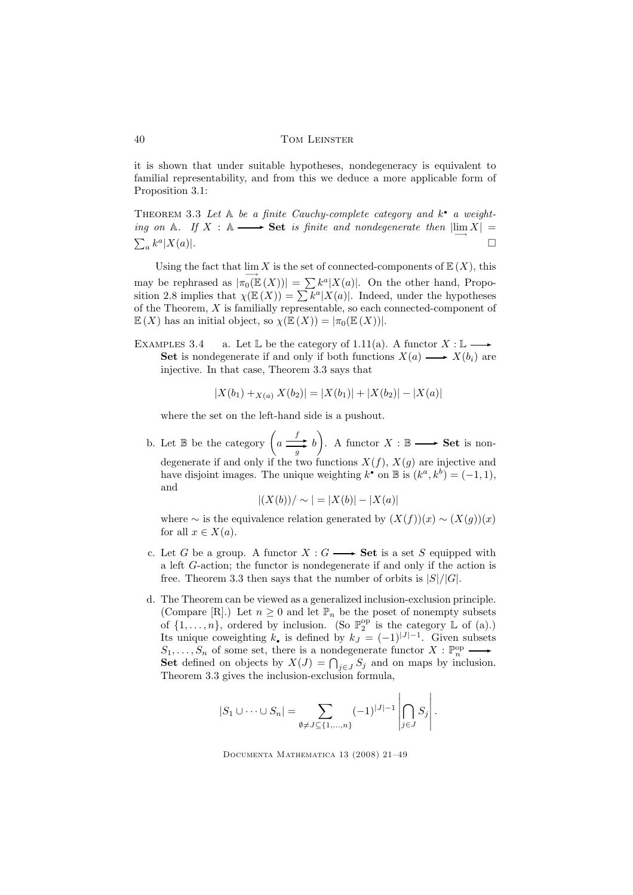it is shown that under suitable hypotheses, nondegeneracy is equivalent to familial representability, and from this we deduce a more applicable form of Proposition 3.1:

THEOREM 3.3 *Let $\mathbb{A}$ be a finite Cauchy-complete category and $k^\bullet$ a weighting on $\mathbb{A}$. If $X : \mathbb{A} \longrightarrow \mathbf{Set}$ is finite and nondegenerate then $|\varinjlim X| = \sum_a k^a |X(a)|$.* □

Using the fact that $\varinjlim X$ is the set of connected-components of $\mathbb{E}(X)$, this may be rephrased as $|\pi_0(\mathbb{E}(X))| = \sum k^a |X(a)|$. On the other hand, Proposition 2.8 implies that $\chi(\mathbb{E}(X)) = \sum k^a |X(a)|$. Indeed, under the hypotheses of the Theorem, $X$ is familially representable, so each connected-component of $\mathbb{E}(X)$ has an initial object, so $\chi(\mathbb{E}(X)) = |\pi_0(\mathbb{E}(X))|$.

EXAMPLES 3.4

a. Let $\mathbb{L}$ be the category of 1.11(a). A functor $X : \mathbb{L} \longrightarrow \mathbf{Set}$ is nondegenerate if and only if both functions $X(a) \longrightarrow X(b_i)$ are injective. In that case, Theorem 3.3 says that

$$|X(b_1) +_{X(a)} X(b_2)| = |X(b_1)| + |X(b_2)| - |X(a)|$$

where the set on the left-hand side is a pushout.

b. Let $\mathbb{B}$ be the category $\left( a \overset{f}{\underset{g}{\rightrightarrows}} b \right)$. A functor $X : \mathbb{B} \longrightarrow \mathbf{Set}$ is nondegenerate if and only if the two functions $X(f)$, $X(g)$ are injective and have disjoint images. The unique weighting $k^\bullet$ on $\mathbb{B}$ is $(k^a, k^b) = (-1, 1)$, and

$$|(X(b))/\sim| = |X(b)| - |X(a)|$$

where $\sim$ is the equivalence relation generated by $(X(f))(x) \sim (X(g))(x)$ for all $x \in X(a)$.

c. Let $G$ be a group. A functor $X : G \longrightarrow \mathbf{Set}$ is a set $S$ equipped with a left $G$-action; the functor is nondegenerate if and only if the action is free. Theorem 3.3 then says that the number of orbits is $|S|/|G|$.

d. The Theorem can be viewed as a generalized inclusion-exclusion principle. (Compare [R].) Let $n \geq 0$ and let $\mathbb{P}_n$ be the poset of nonempty subsets of $\{1, \ldots, n\}$, ordered by inclusion. (So $\mathbb{P}_2^{\mathrm{op}}$ is the category $\mathbb{L}$ of (a).) Its unique coweighting $k_\bullet$ is defined by $k_J = (-1)^{|J|-1}$. Given subsets $S_1, \ldots, S_n$ of some set, there is a nondegenerate functor $X : \mathbb{P}_n^{\mathrm{op}} \longrightarrow \mathbf{Set}$ defined on objects by $X(J) = \bigcap_{j \in J} S_j$ and on maps by inclusion. Theorem 3.3 gives the inclusion-exclusion formula,

$$|S_1 \cup \cdots \cup S_n| = \sum_{\emptyset \neq J \subseteq \{1, \ldots, n\}} (-1)^{|J|-1} \left| \bigcap_{j \in J} S_j \right|.$$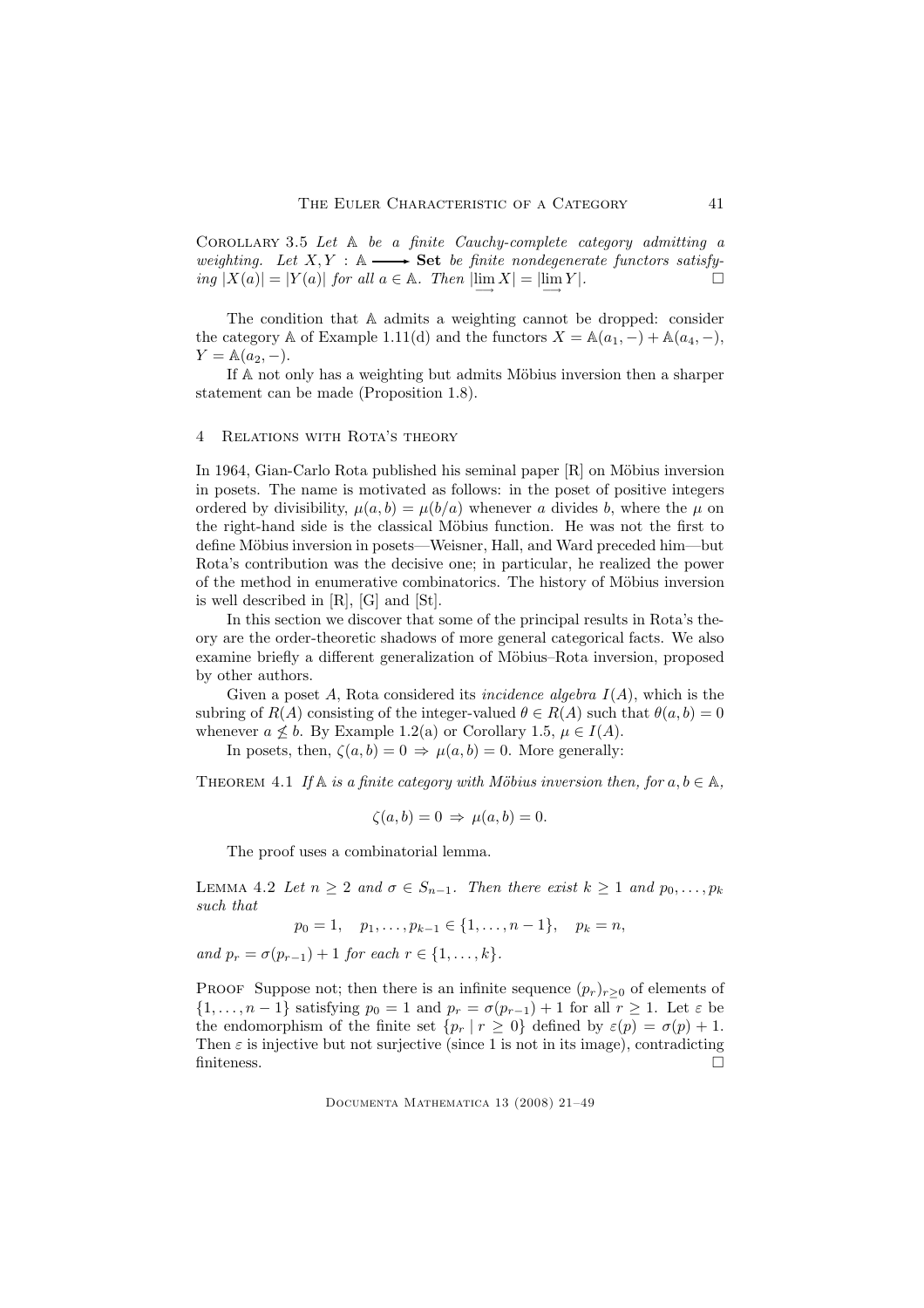Corollary 3.5 *Let $\mathbb{A}$ be a finite Cauchy-complete category admitting a weighting. Let $X, Y : \mathbb{A} \longrightarrow \mathbf{Set}$ be finite nondegenerate functors satisfying $|X(a)| = |Y(a)|$ for all $a \in \mathbb{A}$. Then $|\varinjlim X| = |\varinjlim Y|$.* □

The condition that $\mathbb{A}$ admits a weighting cannot be dropped: consider the category $\mathbb{A}$ of Example 1.11(d) and the functors $X = \mathbb{A}(a_1, -) + \mathbb{A}(a_4, -)$, $Y = \mathbb{A}(a_2, -)$.

If $\mathbb{A}$ not only has a weighting but admits Möbius inversion then a sharper statement can be made (Proposition 1.8).

## 4 Relations with Rota's theory

In 1964, Gian-Carlo Rota published his seminal paper [R] on Möbius inversion in posets. The name is motivated as follows: in the poset of positive integers ordered by divisibility, $\mu(a, b) = \mu(b/a)$ whenever $a$ divides $b$, where the $\mu$ on the right-hand side is the classical Möbius function. He was not the first to define Möbius inversion in posets—Weisner, Hall, and Ward preceded him—but Rota's contribution was the decisive one; in particular, he realized the power of the method in enumerative combinatorics. The history of Möbius inversion is well described in [R], [G] and [St].

In this section we discover that some of the principal results in Rota's theory are the order-theoretic shadows of more general categorical facts. We also examine briefly a different generalization of Möbius–Rota inversion, proposed by other authors.

Given a poset $A$, Rota considered its *incidence algebra* $I(A)$, which is the subring of $R(A)$ consisting of the integer-valued $\theta \in R(A)$ such that $\theta(a, b) = 0$ whenever $a \not\leq b$. By Example 1.2(a) or Corollary 1.5, $\mu \in I(A)$.

In posets, then, $\zeta(a, b) = 0 \Rightarrow \mu(a, b) = 0$. More generally:

Theorem 4.1 *If $\mathbb{A}$ is a finite category with Möbius inversion then, for $a, b \in \mathbb{A}$,*

$$\zeta(a, b) = 0 \Rightarrow \mu(a, b) = 0.$$

The proof uses a combinatorial lemma.

Lemma 4.2 *Let $n \geq 2$ and $\sigma \in S_{n-1}$. Then there exist $k \geq 1$ and $p_0, \ldots, p_k$ such that*

$$p_0 = 1, \quad p_1, \ldots, p_{k-1} \in \{1, \ldots, n-1\}, \quad p_k = n,$$

*and $p_r = \sigma(p_{r-1}) + 1$ for each $r \in \{1, \ldots, k\}$.*

Proof Suppose not; then there is an infinite sequence $(p_r)_{r \geq 0}$ of elements of $\{1, \ldots, n-1\}$ satisfying $p_0 = 1$ and $p_r = \sigma(p_{r-1}) + 1$ for all $r \geq 1$. Let $\varepsilon$ be the endomorphism of the finite set $\{p_r \mid r \geq 0\}$ defined by $\varepsilon(p) = \sigma(p) + 1$. Then $\varepsilon$ is injective but not surjective (since 1 is not in its image), contradicting finiteness. □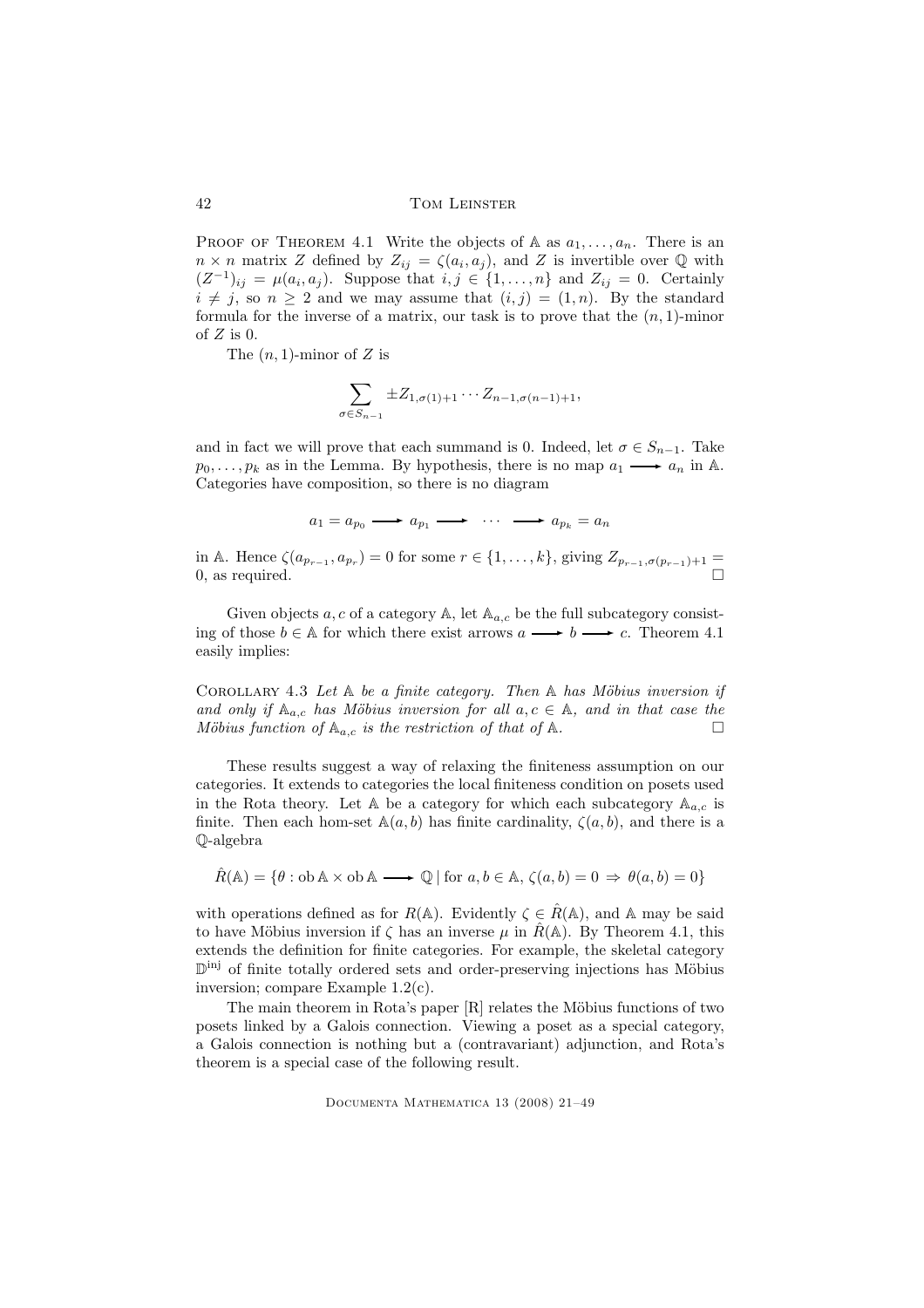Proof of Theorem 4.1 Write the objects of $\mathbb{A}$ as $a_1, \ldots, a_n$. There is an $n \times n$ matrix $Z$ defined by $Z_{ij} = \zeta(a_i, a_j)$, and $Z$ is invertible over $\mathbb{Q}$ with $(Z^{-1})_{ij} = \mu(a_i, a_j)$. Suppose that $i, j \in \{1, \ldots, n\}$ and $Z_{ij} = 0$. Certainly $i \neq j$, so $n \geq 2$ and we may assume that $(i, j) = (1, n)$. By the standard formula for the inverse of a matrix, our task is to prove that the $(n, 1)$-minor of $Z$ is 0.

The $(n, 1)$-minor of $Z$ is

$$\sum_{\sigma \in S_{n-1}} \pm Z_{1,\sigma(1)+1} \cdots Z_{n-1,\sigma(n-1)+1},$$

and in fact we will prove that each summand is 0. Indeed, let $\sigma \in S_{n-1}$. Take $p_0, \ldots, p_k$ as in the Lemma. By hypothesis, there is no map $a_1 \longrightarrow a_n$ in $\mathbb{A}$. Categories have composition, so there is no diagram

$$a_1 = a_{p_0} \longrightarrow a_{p_1} \longrightarrow \cdots \longrightarrow a_{p_k} = a_n$$

in $\mathbb{A}$. Hence $\zeta(a_{p_{r-1}}, a_{p_r}) = 0$ for some $r \in \{1, \ldots, k\}$, giving $Z_{p_{r-1},\sigma(p_{r-1})+1} = 0$, as required. $\square$

Given objects $a, c$ of a category $\mathbb{A}$, let $\mathbb{A}_{a,c}$ be the full subcategory consisting of those $b \in \mathbb{A}$ for which there exist arrows $a \longrightarrow b \longrightarrow c$. Theorem 4.1 easily implies:

Corollary 4.3 *Let $\mathbb{A}$ be a finite category. Then $\mathbb{A}$ has Möbius inversion if and only if $\mathbb{A}_{a,c}$ has Möbius inversion for all $a, c \in \mathbb{A}$, and in that case the Möbius function of $\mathbb{A}_{a,c}$ is the restriction of that of $\mathbb{A}$.* $\square$

These results suggest a way of relaxing the finiteness assumption on our categories. It extends to categories the local finiteness condition on posets used in the Rota theory. Let $\mathbb{A}$ be a category for which each subcategory $\mathbb{A}_{a,c}$ is finite. Then each hom-set $\mathbb{A}(a, b)$ has finite cardinality, $\zeta(a, b)$, and there is a $\mathbb{Q}$-algebra

$$\hat{R}(\mathbb{A}) = \{\theta : \mathrm{ob}\, \mathbb{A} \times \mathrm{ob}\, \mathbb{A} \longrightarrow \mathbb{Q} \mid \text{for } a, b \in \mathbb{A},\ \zeta(a, b) = 0 \Rightarrow \theta(a, b) = 0\}$$

with operations defined as for $R(\mathbb{A})$. Evidently $\zeta \in \hat{R}(\mathbb{A})$, and $\mathbb{A}$ may be said to have Möbius inversion if $\zeta$ has an inverse $\mu$ in $\hat{R}(\mathbb{A})$. By Theorem 4.1, this extends the definition for finite categories. For example, the skeletal category $\mathbb{D}^{\mathrm{inj}}$ of finite totally ordered sets and order-preserving injections has Möbius inversion; compare Example 1.2(c).

The main theorem in Rota's paper [R] relates the Möbius functions of two posets linked by a Galois connection. Viewing a poset as a special category, a Galois connection is nothing but a (contravariant) adjunction, and Rota's theorem is a special case of the following result.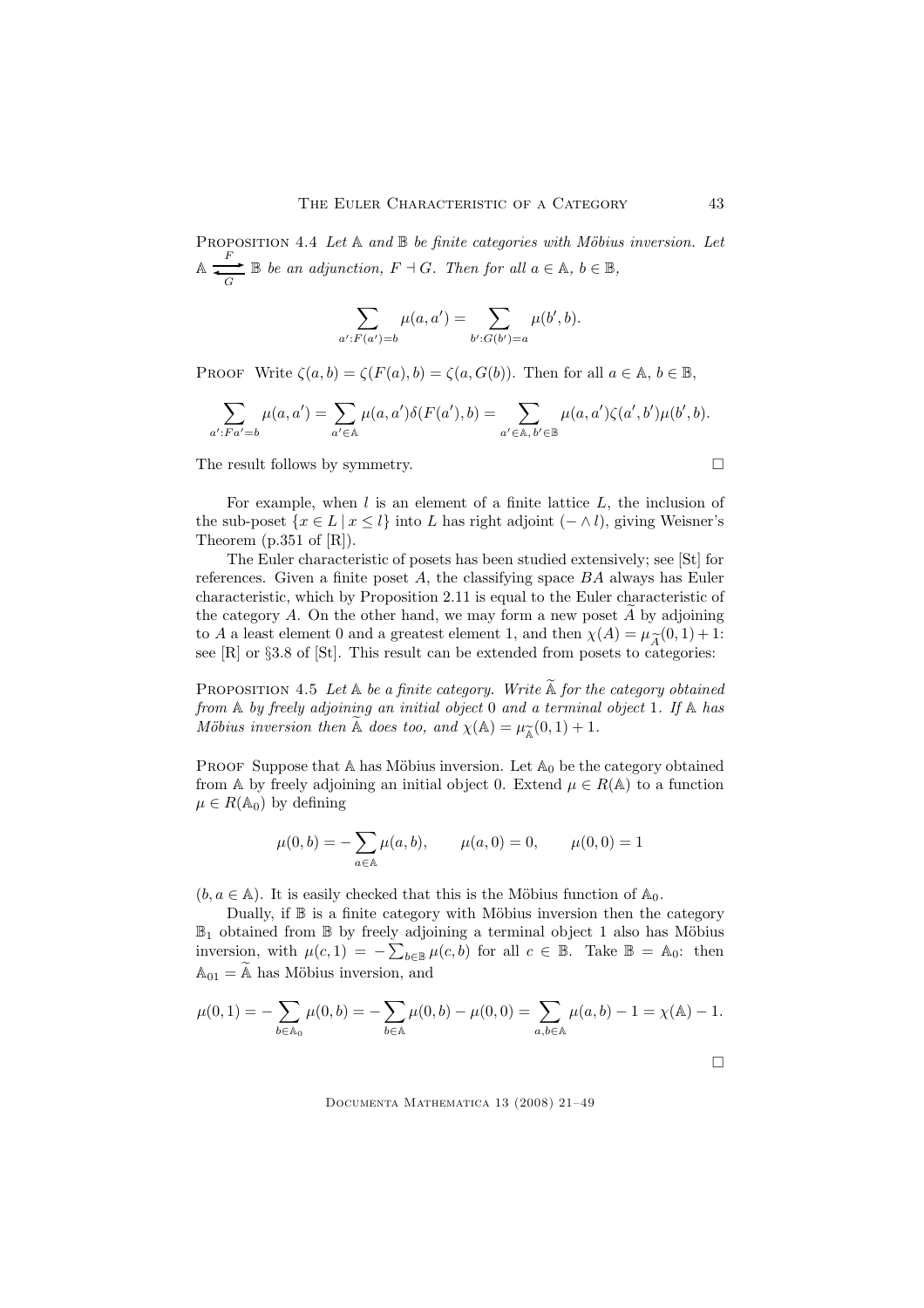Proposition 4.4 *Let $\mathbb{A}$ and $\mathbb{B}$ be finite categories with Möbius inversion. Let $\mathbb{A} \underset{G}{\overset{F}{\rightleftarrows}} \mathbb{B}$ be an adjunction, $F \dashv G$. Then for all $a \in \mathbb{A}$, $b \in \mathbb{B}$,*

$$\sum_{a' : F(a') = b} \mu(a, a') = \sum_{b' : G(b') = a} \mu(b', b).$$

Proof Write $\zeta(a, b) = \zeta(F(a), b) = \zeta(a, G(b))$. Then for all $a \in \mathbb{A}$, $b \in \mathbb{B}$,

$$\sum_{a' : Fa' = b} \mu(a, a') = \sum_{a' \in \mathbb{A}} \mu(a, a')\delta(F(a'), b) = \sum_{a' \in \mathbb{A},\, b' \in \mathbb{B}} \mu(a, a')\zeta(a', b')\mu(b', b).$$

The result follows by symmetry. □

For example, when $l$ is an element of a finite lattice $L$, the inclusion of the sub-poset $\{x \in L \mid x \leq l\}$ into $L$ has right adjoint $(- \wedge l)$, giving Weisner's Theorem (p.351 of [R]).

The Euler characteristic of posets has been studied extensively; see [St] for references. Given a finite poset $A$, the classifying space $BA$ always has Euler characteristic, which by Proposition 2.11 is equal to the Euler characteristic of the category $A$. On the other hand, we may form a new poset $\widetilde{A}$ by adjoining to $A$ a least element 0 and a greatest element 1, and then $\chi(A) = \mu_{\widetilde{A}}(0, 1) + 1$: see [R] or §3.8 of [St]. This result can be extended from posets to categories:

Proposition 4.5 *Let $\mathbb{A}$ be a finite category. Write $\widetilde{\mathbb{A}}$ for the category obtained from $\mathbb{A}$ by freely adjoining an initial object 0 and a terminal object 1. If $\mathbb{A}$ has Möbius inversion then $\widetilde{\mathbb{A}}$ does too, and $\chi(\mathbb{A}) = \mu_{\widetilde{\mathbb{A}}}(0, 1) + 1$.*

Proof Suppose that $\mathbb{A}$ has Möbius inversion. Let $\mathbb{A}_0$ be the category obtained from $\mathbb{A}$ by freely adjoining an initial object 0. Extend $\mu \in R(\mathbb{A})$ to a function $\mu \in R(\mathbb{A}_0)$ by defining

$$\mu(0, b) = -\sum_{a \in \mathbb{A}} \mu(a, b), \qquad \mu(a, 0) = 0, \qquad \mu(0, 0) = 1$$

$(b, a \in \mathbb{A})$. It is easily checked that this is the Möbius function of $\mathbb{A}_0$.

Dually, if $\mathbb{B}$ is a finite category with Möbius inversion then the category $\mathbb{B}_1$ obtained from $\mathbb{B}$ by freely adjoining a terminal object 1 also has Möbius inversion, with $\mu(c, 1) = -\sum_{b \in \mathbb{B}} \mu(c, b)$ for all $c \in \mathbb{B}$. Take $\mathbb{B} = \mathbb{A}_0$: then $\mathbb{A}_{01} = \widetilde{\mathbb{A}}$ has Möbius inversion, and

$$\mu(0, 1) = -\sum_{b \in \mathbb{A}_0} \mu(0, b) = -\sum_{b \in \mathbb{A}} \mu(0, b) - \mu(0, 0) = \sum_{a, b \in \mathbb{A}} \mu(a, b) - 1 = \chi(\mathbb{A}) - 1.$$

□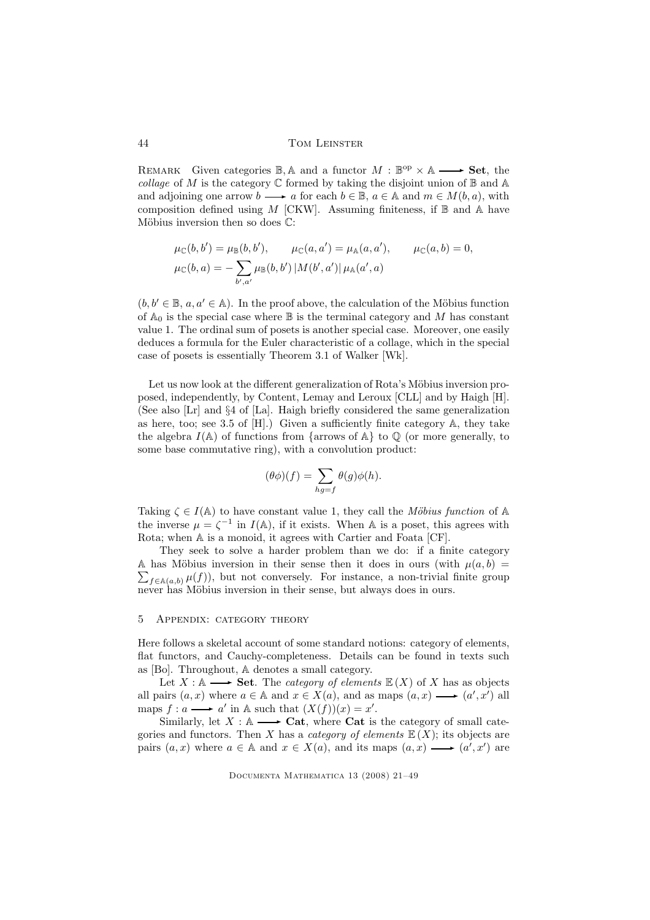Remark Given categories $\mathbb{B}, \mathbb{A}$ and a functor $M : \mathbb{B}^{\text{op}} \times \mathbb{A} \longrightarrow \mathbf{Set}$, the *collage* of $M$ is the category $\mathbb{C}$ formed by taking the disjoint union of $\mathbb{B}$ and $\mathbb{A}$ and adjoining one arrow $b \longrightarrow a$ for each $b \in \mathbb{B}$, $a \in \mathbb{A}$ and $m \in M(b,a)$, with composition defined using $M$ [CKW]. Assuming finiteness, if $\mathbb{B}$ and $\mathbb{A}$ have Möbius inversion then so does $\mathbb{C}$:

$$\mu_{\mathbb{C}}(b,b') = \mu_{\mathbb{B}}(b,b'), \qquad \mu_{\mathbb{C}}(a,a') = \mu_{\mathbb{A}}(a,a'), \qquad \mu_{\mathbb{C}}(a,b) = 0,$$
$$\mu_{\mathbb{C}}(b,a) = -\sum_{b',a'} \mu_{\mathbb{B}}(b,b')\,|M(b',a')|\,\mu_{\mathbb{A}}(a',a)$$

($b, b' \in \mathbb{B}$, $a, a' \in \mathbb{A}$). In the proof above, the calculation of the Möbius function of $\mathbb{A}_0$ is the special case where $\mathbb{B}$ is the terminal category and $M$ has constant value 1. The ordinal sum of posets is another special case. Moreover, one easily deduces a formula for the Euler characteristic of a collage, which in the special case of posets is essentially Theorem 3.1 of Walker [Wk].

Let us now look at the different generalization of Rota's Möbius inversion proposed, independently, by Content, Lemay and Leroux [CLL] and by Haigh [H]. (See also [Lr] and §4 of [La]. Haigh briefly considered the same generalization as here, too; see 3.5 of [H].) Given a sufficiently finite category $\mathbb{A}$, they take the algebra $I(\mathbb{A})$ of functions from {arrows of $\mathbb{A}$} to $\mathbb{Q}$ (or more generally, to some base commutative ring), with a convolution product:

$$(\theta\phi)(f) = \sum_{hg=f} \theta(g)\phi(h).$$

Taking $\zeta \in I(\mathbb{A})$ to have constant value 1, they call the *Möbius function* of $\mathbb{A}$ the inverse $\mu = \zeta^{-1}$ in $I(\mathbb{A})$, if it exists. When $\mathbb{A}$ is a poset, this agrees with Rota; when $\mathbb{A}$ is a monoid, it agrees with Cartier and Foata [CF].

They seek to solve a harder problem than we do: if a finite category $\mathbb{A}$ has Möbius inversion in their sense then it does in ours (with $\mu(a,b) = \sum_{f \in \mathbb{A}(a,b)} \mu(f)$), but not conversely. For instance, a non-trivial finite group never has Möbius inversion in their sense, but always does in ours.

## 5 Appendix: category theory

Here follows a skeletal account of some standard notions: category of elements, flat functors, and Cauchy-completeness. Details can be found in texts such as [Bo]. Throughout, $\mathbb{A}$ denotes a small category.

Let $X : \mathbb{A} \longrightarrow \mathbf{Set}$. The *category of elements* $\mathbb{E}(X)$ of $X$ has as objects all pairs $(a,x)$ where $a \in \mathbb{A}$ and $x \in X(a)$, and as maps $(a,x) \longrightarrow (a',x')$ all maps $f : a \longrightarrow a'$ in $\mathbb{A}$ such that $(X(f))(x) = x'$.

Similarly, let $X : \mathbb{A} \longrightarrow \mathbf{Cat}$, where $\mathbf{Cat}$ is the category of small categories and functors. Then $X$ has a *category of elements* $\mathbb{E}(X)$; its objects are pairs $(a,x)$ where $a \in \mathbb{A}$ and $x \in X(a)$, and its maps $(a,x) \longrightarrow (a',x')$ are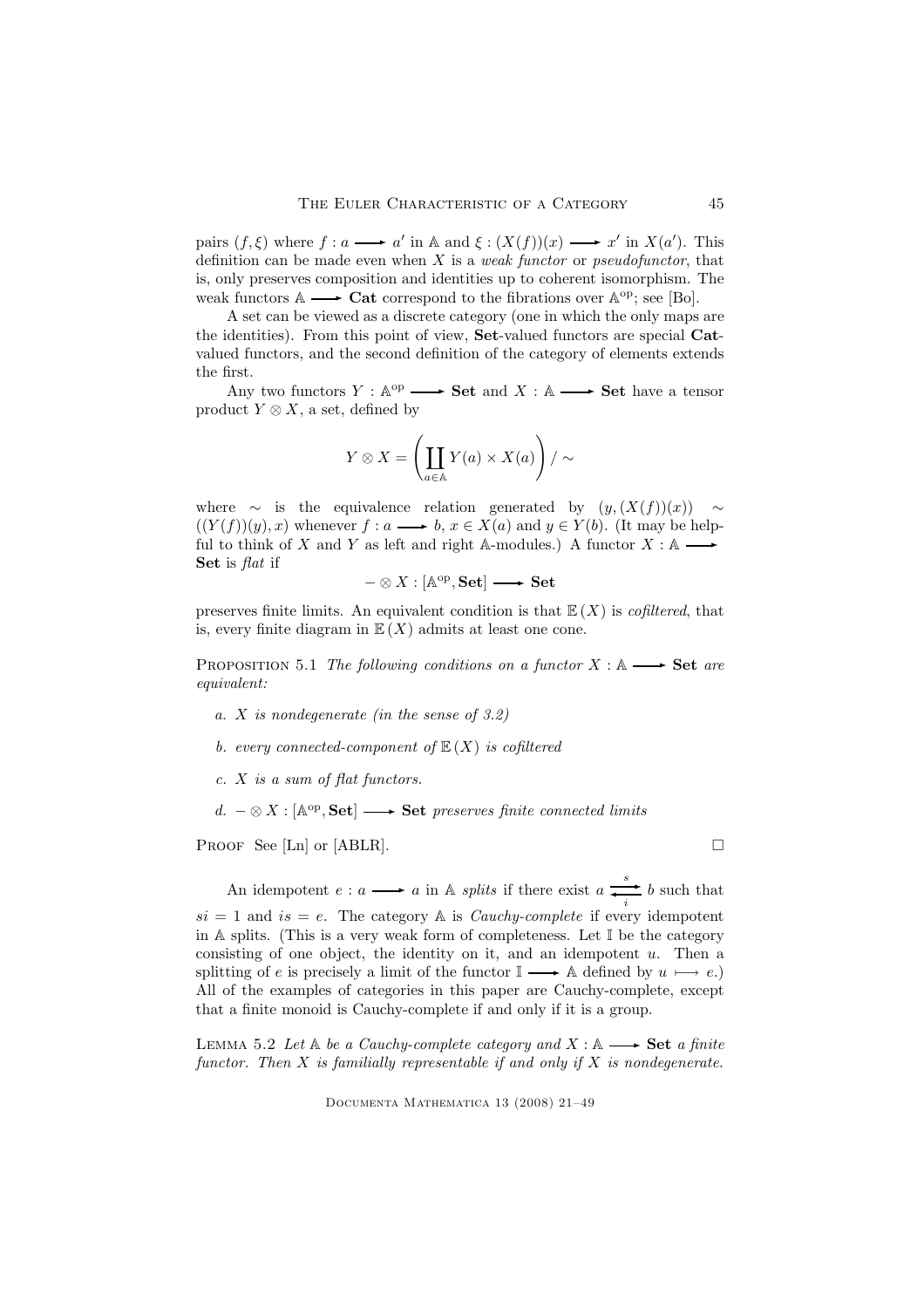pairs $(f, \xi)$ where $f : a \longrightarrow a'$ in $\mathbb{A}$ and $\xi : (X(f))(x) \longrightarrow x'$ in $X(a')$. This definition can be made even when $X$ is a *weak functor* or *pseudofunctor*, that is, only preserves composition and identities up to coherent isomorphism. The weak functors $\mathbb{A} \longrightarrow \mathbf{Cat}$ correspond to the fibrations over $\mathbb{A}^{\mathrm{op}}$; see [Bo].

A set can be viewed as a discrete category (one in which the only maps are the identities). From this point of view, **Set**-valued functors are special **Cat**-valued functors, and the second definition of the category of elements extends the first.

Any two functors $Y : \mathbb{A}^{\mathrm{op}} \longrightarrow \mathbf{Set}$ and $X : \mathbb{A} \longrightarrow \mathbf{Set}$ have a tensor product $Y \otimes X$, a set, defined by

$$Y \otimes X = \left( \coprod_{a \in \mathbb{A}} Y(a) \times X(a) \right) / \sim$$

where $\sim$ is the equivalence relation generated by $(y, (X(f))(x)) \sim ((Y(f))(y), x)$ whenever $f : a \longrightarrow b$, $x \in X(a)$ and $y \in Y(b)$. (It may be helpful to think of $X$ and $Y$ as left and right $\mathbb{A}$-modules.) A functor $X : \mathbb{A} \longrightarrow \mathbf{Set}$ is *flat* if

$$- \otimes X : [\mathbb{A}^{\mathrm{op}}, \mathbf{Set}] \longrightarrow \mathbf{Set}$$

preserves finite limits. An equivalent condition is that $\mathbb{E}(X)$ is *cofiltered*, that is, every finite diagram in $\mathbb{E}(X)$ admits at least one cone.

**Proposition 5.1** *The following conditions on a functor $X : \mathbb{A} \longrightarrow \mathbf{Set}$ are equivalent:*

*a. $X$ is nondegenerate (in the sense of 3.2)*

*b. every connected-component of $\mathbb{E}(X)$ is cofiltered*

*c. $X$ is a sum of flat functors.*

*d. $- \otimes X : [\mathbb{A}^{\mathrm{op}}, \mathbf{Set}] \longrightarrow \mathbf{Set}$ preserves finite connected limits*

Proof See [Ln] or [ABLR]. □

An idempotent $e : a \longrightarrow a$ in $\mathbb{A}$ *splits* if there exist $a \underset{i}{\overset{s}{\rightleftarrows}} b$ such that $si = 1$ and $is = e$. The category $\mathbb{A}$ is *Cauchy-complete* if every idempotent in $\mathbb{A}$ splits. (This is a very weak form of completeness. Let $\mathbb{I}$ be the category consisting of one object, the identity on it, and an idempotent $u$. Then a splitting of $e$ is precisely a limit of the functor $\mathbb{I} \longrightarrow \mathbb{A}$ defined by $u \longmapsto e$.) All of the examples of categories in this paper are Cauchy-complete, except that a finite monoid is Cauchy-complete if and only if it is a group.

**Lemma 5.2** *Let $\mathbb{A}$ be a Cauchy-complete category and $X : \mathbb{A} \longrightarrow \mathbf{Set}$ a finite functor. Then $X$ is familially representable if and only if $X$ is nondegenerate.*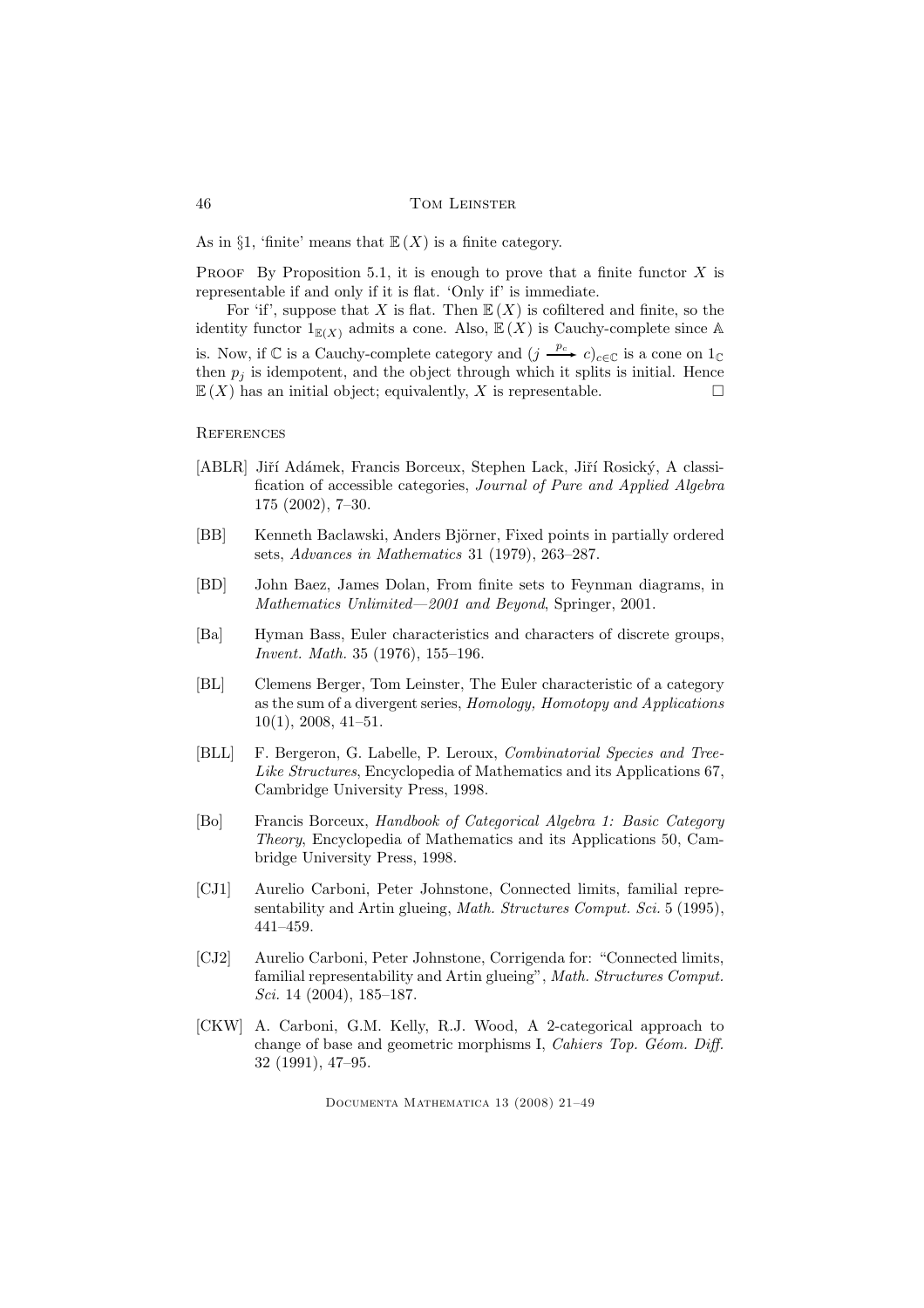As in §1, 'finite' means that $\mathbb{E}(X)$ is a finite category.

**Proof** By Proposition 5.1, it is enough to prove that a finite functor $X$ is representable if and only if it is flat. 'Only if' is immediate.

For 'if', suppose that $X$ is flat. Then $\mathbb{E}(X)$ is cofiltered and finite, so the identity functor $1_{\mathbb{E}(X)}$ admits a cone. Also, $\mathbb{E}(X)$ is Cauchy-complete since $\mathbb{A}$ is. Now, if $\mathbb{C}$ is a Cauchy-complete category and $(j \xrightarrow{p_c} c)_{c \in \mathbb{C}}$ is a cone on $1_{\mathbb{C}}$ then $p_j$ is idempotent, and the object through which it splits is initial. Hence $\mathbb{E}(X)$ has an initial object; equivalently, $X$ is representable. □

## References

[ABLR] Jiří Adámek, Francis Borceux, Stephen Lack, Jiří Rosický, A classification of accessible categories, *Journal of Pure and Applied Algebra* 175 (2002), 7–30.

[BB] Kenneth Baclawski, Anders Björner, Fixed points in partially ordered sets, *Advances in Mathematics* 31 (1979), 263–287.

[BD] John Baez, James Dolan, From finite sets to Feynman diagrams, in *Mathematics Unlimited—2001 and Beyond*, Springer, 2001.

[Ba] Hyman Bass, Euler characteristics and characters of discrete groups, *Invent. Math.* 35 (1976), 155–196.

[BL] Clemens Berger, Tom Leinster, The Euler characteristic of a category as the sum of a divergent series, *Homology, Homotopy and Applications* 10(1), 2008, 41–51.

[BLL] F. Bergeron, G. Labelle, P. Leroux, *Combinatorial Species and Tree-Like Structures*, Encyclopedia of Mathematics and its Applications 67, Cambridge University Press, 1998.

[Bo] Francis Borceux, *Handbook of Categorical Algebra 1: Basic Category Theory*, Encyclopedia of Mathematics and its Applications 50, Cambridge University Press, 1998.

[CJ1] Aurelio Carboni, Peter Johnstone, Connected limits, familial representability and Artin glueing, *Math. Structures Comput. Sci.* 5 (1995), 441–459.

[CJ2] Aurelio Carboni, Peter Johnstone, Corrigenda for: "Connected limits, familial representability and Artin glueing", *Math. Structures Comput. Sci.* 14 (2004), 185–187.

[CKW] A. Carboni, G.M. Kelly, R.J. Wood, A 2-categorical approach to change of base and geometric morphisms I, *Cahiers Top. Géom. Diff.* 32 (1991), 47–95.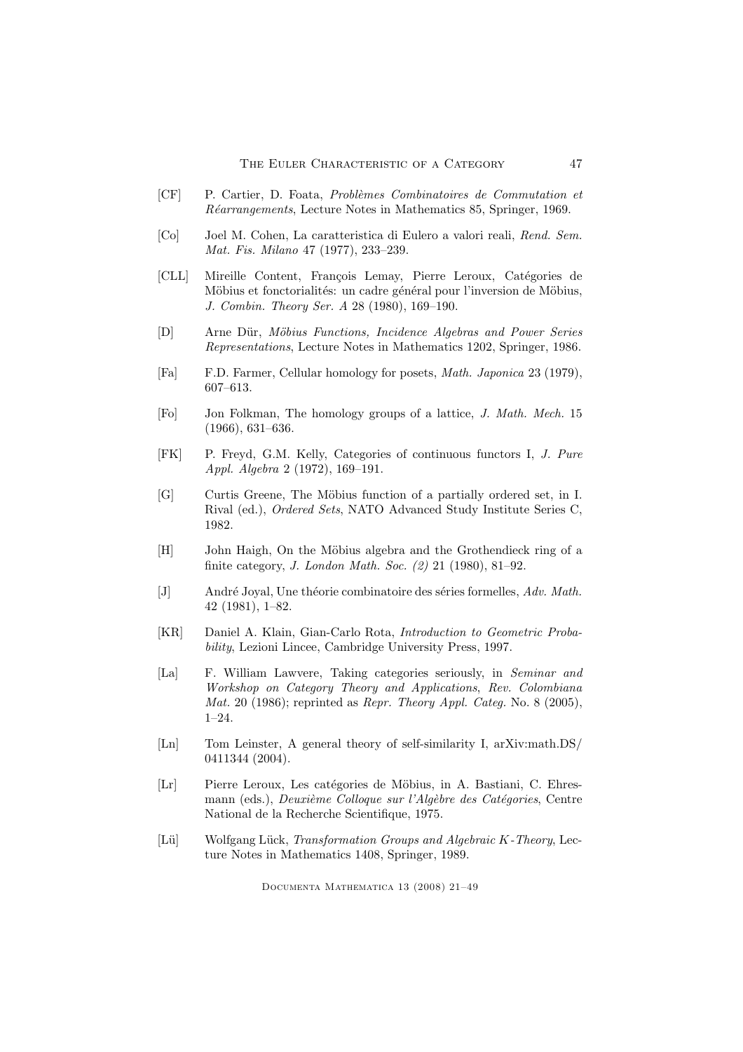[CF] P. Cartier, D. Foata, *Problèmes Combinatoires de Commutation et Réarrangements*, Lecture Notes in Mathematics 85, Springer, 1969.

[Co] Joel M. Cohen, La caratteristica di Eulero a valori reali, *Rend. Sem. Mat. Fis. Milano* 47 (1977), 233–239.

[CLL] Mireille Content, François Lemay, Pierre Leroux, Catégories de Möbius et fonctorialités: un cadre général pour l'inversion de Möbius, *J. Combin. Theory Ser. A* 28 (1980), 169–190.

[D] Arne Dür, *Möbius Functions, Incidence Algebras and Power Series Representations*, Lecture Notes in Mathematics 1202, Springer, 1986.

[Fa] F.D. Farmer, Cellular homology for posets, *Math. Japonica* 23 (1979), 607–613.

[Fo] Jon Folkman, The homology groups of a lattice, *J. Math. Mech.* 15 (1966), 631–636.

[FK] P. Freyd, G.M. Kelly, Categories of continuous functors I, *J. Pure Appl. Algebra* 2 (1972), 169–191.

[G] Curtis Greene, The Möbius function of a partially ordered set, in I. Rival (ed.), *Ordered Sets*, NATO Advanced Study Institute Series C, 1982.

[H] John Haigh, On the Möbius algebra and the Grothendieck ring of a finite category, *J. London Math. Soc. (2)* 21 (1980), 81–92.

[J] André Joyal, Une théorie combinatoire des séries formelles, *Adv. Math.* 42 (1981), 1–82.

[KR] Daniel A. Klain, Gian-Carlo Rota, *Introduction to Geometric Probability*, Lezioni Lincee, Cambridge University Press, 1997.

[La] F. William Lawvere, Taking categories seriously, in *Seminar and Workshop on Category Theory and Applications*, *Rev. Colombiana Mat.* 20 (1986); reprinted as *Repr. Theory Appl. Categ.* No. 8 (2005), 1–24.

[Ln] Tom Leinster, A general theory of self-similarity I, arXiv:math.DS/0411344 (2004).

[Lr] Pierre Leroux, Les catégories de Möbius, in A. Bastiani, C. Ehresmann (eds.), *Deuxième Colloque sur l'Algèbre des Catégories*, Centre National de la Recherche Scientifique, 1975.

[Lü] Wolfgang Lück, *Transformation Groups and Algebraic K-Theory*, Lecture Notes in Mathematics 1408, Springer, 1989.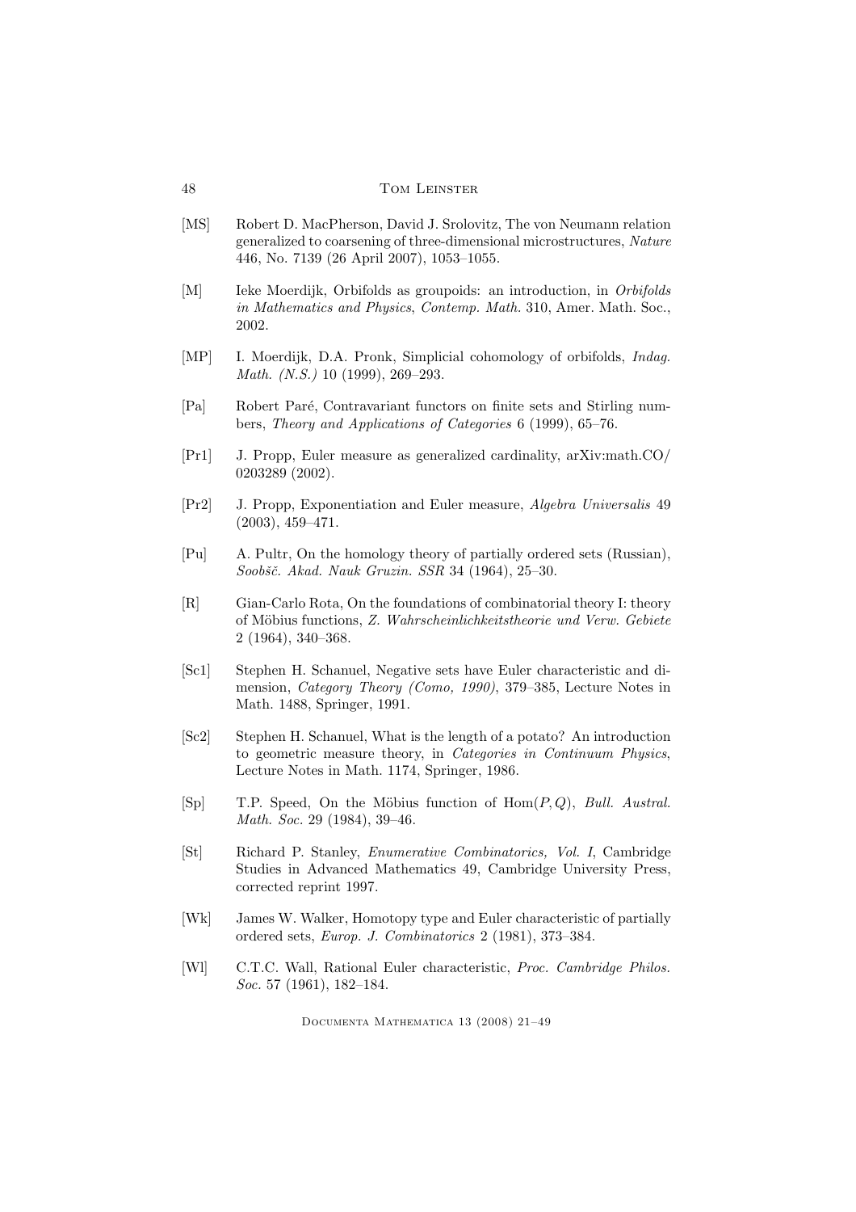[MS] Robert D. MacPherson, David J. Srolovitz, The von Neumann relation generalized to coarsening of three-dimensional microstructures, *Nature* 446, No. 7139 (26 April 2007), 1053–1055.

[M] Ieke Moerdijk, Orbifolds as groupoids: an introduction, in *Orbifolds in Mathematics and Physics*, *Contemp. Math.* 310, Amer. Math. Soc., 2002.

[MP] I. Moerdijk, D.A. Pronk, Simplicial cohomology of orbifolds, *Indag. Math. (N.S.)* 10 (1999), 269–293.

[Pa] Robert Paré, Contravariant functors on finite sets and Stirling numbers, *Theory and Applications of Categories* 6 (1999), 65–76.

[Pr1] J. Propp, Euler measure as generalized cardinality, arXiv:math.CO/0203289 (2002).

[Pr2] J. Propp, Exponentiation and Euler measure, *Algebra Universalis* 49 (2003), 459–471.

[Pu] A. Pultr, On the homology theory of partially ordered sets (Russian), *Soobšč. Akad. Nauk Gruzin. SSR* 34 (1964), 25–30.

[R] Gian-Carlo Rota, On the foundations of combinatorial theory I: theory of Möbius functions, *Z. Wahrscheinlichkeitstheorie und Verw. Gebiete* 2 (1964), 340–368.

[Sc1] Stephen H. Schanuel, Negative sets have Euler characteristic and dimension, *Category Theory (Como, 1990)*, 379–385, Lecture Notes in Math. 1488, Springer, 1991.

[Sc2] Stephen H. Schanuel, What is the length of a potato? An introduction to geometric measure theory, in *Categories in Continuum Physics*, Lecture Notes in Math. 1174, Springer, 1986.

[Sp] T.P. Speed, On the Möbius function of $\mathrm{Hom}(P, Q)$, *Bull. Austral. Math. Soc.* 29 (1984), 39–46.

[St] Richard P. Stanley, *Enumerative Combinatorics, Vol. I*, Cambridge Studies in Advanced Mathematics 49, Cambridge University Press, corrected reprint 1997.

[Wk] James W. Walker, Homotopy type and Euler characteristic of partially ordered sets, *Europ. J. Combinatorics* 2 (1981), 373–384.

[Wl] C.T.C. Wall, Rational Euler characteristic, *Proc. Cambridge Philos. Soc.* 57 (1961), 182–184.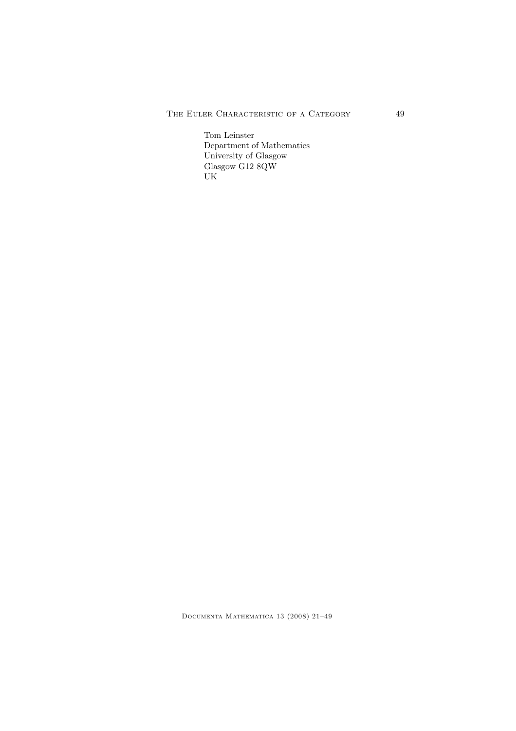Tom Leinster
Department of Mathematics
University of Glasgow
Glasgow G12 8QW
UK